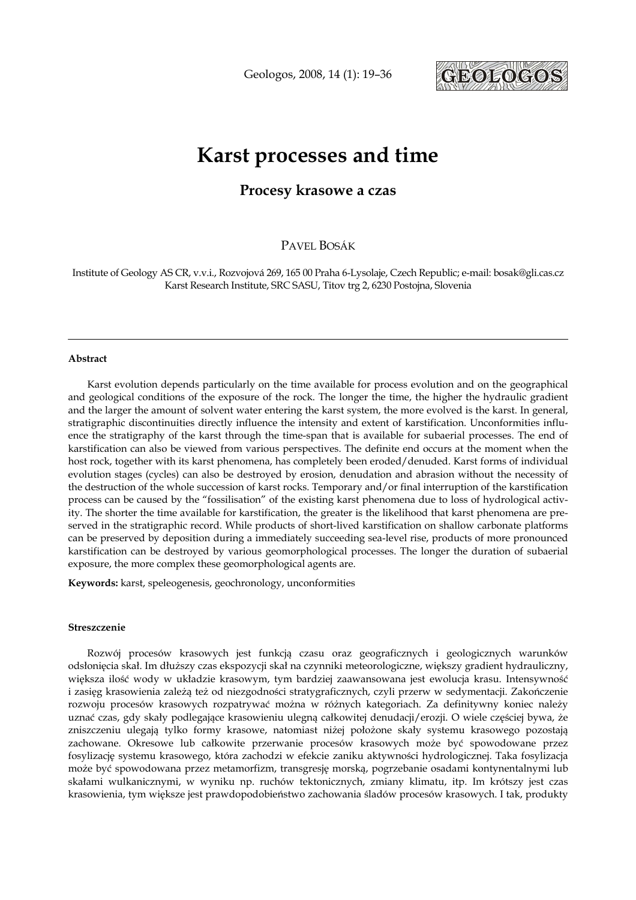# Karst processes and time

## Procesy krasowe a czas

Pavel Bosák

Institute of Geology AS CR, v.v.i., Rozvojová 269, 165 00 Praha 6-Lysolaje, Czech Republic; e-mail: bosak@gli.cas.cz
Karst Research Institute, SRC SASU, Titov trg 2, 6230 Postojna, Slovenia

---

**Abstract**

Karst evolution depends particularly on the time available for process evolution and on the geographical and geological conditions of the exposure of the rock. The longer the time, the higher the hydraulic gradient and the larger the amount of solvent water entering the karst system, the more evolved is the karst. In general, stratigraphic discontinuities directly influence the intensity and extent of karstification. Unconformities influence the stratigraphy of the karst through the time-span that is available for subaerial processes. The end of karstification can also be viewed from various perspectives. The definite end occurs at the moment when the host rock, together with its karst phenomena, has completely been eroded/denuded. Karst forms of individual evolution stages (cycles) can also be destroyed by erosion, denudation and abrasion without the necessity of the destruction of the whole succession of karst rocks. Temporary and/or final interruption of the karstification process can be caused by the "fossilisation" of the existing karst phenomena due to loss of hydrological activity. The shorter the time available for karstification, the greater is the likelihood that karst phenomena are preserved in the stratigraphic record. While products of short-lived karstification on shallow carbonate platforms can be preserved by deposition during a immediately succeeding sea-level rise, products of more pronounced karstification can be destroyed by various geomorphological processes. The longer the duration of subaerial exposure, the more complex these geomorphological agents are.

**Keywords:** karst, speleogenesis, geochronology, unconformities

**Streszczenie**

Rozwój procesów krasowych jest funkcją czasu oraz geograficznych i geologicznych warunków odsłonięcia skał. Im dłuższy czas ekspozycji skał na czynniki meteorologiczne, większy gradient hydrauliczny, większa ilość wody w układzie krasowym, tym bardziej zaawansowana jest ewolucja krasu. Intensywność i zasięg krasowienia zależą też od niezgodności stratygraficznych, czyli przerw w sedymentacji. Zakończenie rozwoju procesów krasowych rozpatrywać można w różnych kategoriach. Za definitywny koniec należy uznać czas, gdy skały podlegające krasowieniu ulegną całkowitej denudacji/erozji. O wiele częściej bywa, że zniszczeniu ulegają tylko formy krasowe, natomiast niżej położone skały systemu krasowego pozostają zachowane. Okresowe lub całkowite przerwanie procesów krasowych może być spowodowane przez fosylizację systemu krasowego, która zachodzi w efekcie zaniku aktywności hydrologicznej. Taka fosylizacja może być spowodowana przez metamorfizm, transgresję morską, pogrzebanie osadami kontynentalnymi lub skałami wulkanicznymi, w wyniku np. ruchów tektonicznych, zmiany klimatu, itp. Im krótszy jest czas krasowienia, tym większe jest prawdopodobieństwo zachowania śladów procesów krasowych. I tak, produkty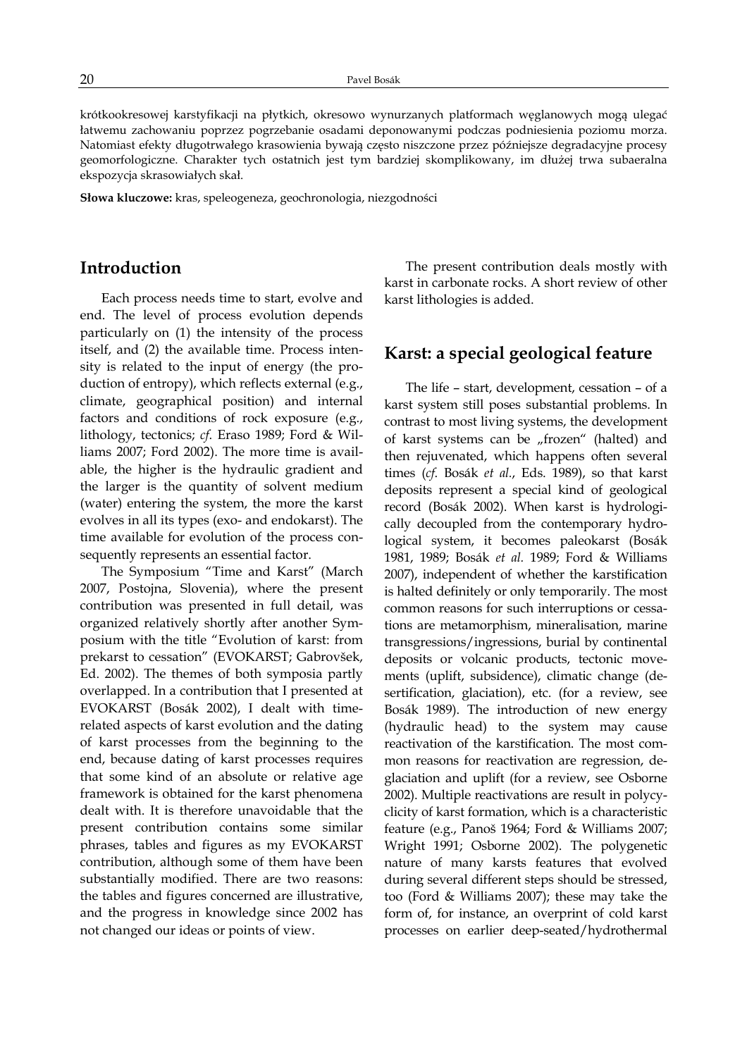krótkookresowej karstyfikacji na płytkich, okresowo wynurzanych platformach węglanowych mogą ulegać łatwemu zachowaniu poprzez pogrzebanie osadami deponowanymi podczas podniesienia poziomu morza. Natomiast efekty długotrwałego krasowienia bywają często niszczone przez późniejsze degradacyjne procesy geomorfologiczne. Charakter tych ostatnich jest tym bardziej skomplikowany, im dłużej trwa subaeralna ekspozycja skrasowiałych skał.

**Słowa kluczowe:** kras, speleogeneza, geochronologia, niezgodności

## Introduction

Each process needs time to start, evolve and end. The level of process evolution depends particularly on (1) the intensity of the process itself, and (2) the available time. Process intensity is related to the input of energy (the production of entropy), which reflects external (e.g., climate, geographical position) and internal factors and conditions of rock exposure (e.g., lithology, tectonics; *cf*. Eraso 1989; Ford & Williams 2007; Ford 2002). The more time is available, the higher is the hydraulic gradient and the larger is the quantity of solvent medium (water) entering the system, the more the karst evolves in all its types (exo- and endokarst). The time available for evolution of the process consequently represents an essential factor.

The Symposium "Time and Karst" (March 2007, Postojna, Slovenia), where the present contribution was presented in full detail, was organized relatively shortly after another Symposium with the title "Evolution of karst: from prekarst to cessation" (EVOKARST; Gabrovšek, Ed. 2002). The themes of both symposia partly overlapped. In a contribution that I presented at EVOKARST (Bosák 2002), I dealt with time-related aspects of karst evolution and the dating of karst processes from the beginning to the end, because dating of karst processes requires that some kind of an absolute or relative age framework is obtained for the karst phenomena dealt with. It is therefore unavoidable that the present contribution contains some similar phrases, tables and figures as my EVOKARST contribution, although some of them have been substantially modified. There are two reasons: the tables and figures concerned are illustrative, and the progress in knowledge since 2002 has not changed our ideas or points of view.

The present contribution deals mostly with karst in carbonate rocks. A short review of other karst lithologies is added.

## Karst: a special geological feature

The life – start, development, cessation – of a karst system still poses substantial problems. In contrast to most living systems, the development of karst systems can be „frozen" (halted) and then rejuvenated, which happens often several times (*cf*. Bosák *et al*., Eds. 1989), so that karst deposits represent a special kind of geological record (Bosák 2002). When karst is hydrologically decoupled from the contemporary hydrological system, it becomes paleokarst (Bosák 1981, 1989; Bosák *et al.* 1989; Ford & Williams 2007), independent of whether the karstification is halted definitely or only temporarily. The most common reasons for such interruptions or cessations are metamorphism, mineralisation, marine transgressions/ingressions, burial by continental deposits or volcanic products, tectonic movements (uplift, subsidence), climatic change (desertification, glaciation), etc. (for a review, see Bosák 1989). The introduction of new energy (hydraulic head) to the system may cause reactivation of the karstification. The most common reasons for reactivation are regression, deglaciation and uplift (for a review, see Osborne 2002). Multiple reactivations are result in polycyclicity of karst formation, which is a characteristic feature (e.g., Panoš 1964; Ford & Williams 2007; Wright 1991; Osborne 2002). The polygenetic nature of many karsts features that evolved during several different steps should be stressed, too (Ford & Williams 2007); these may take the form of, for instance, an overprint of cold karst processes on earlier deep-seated/hydrothermal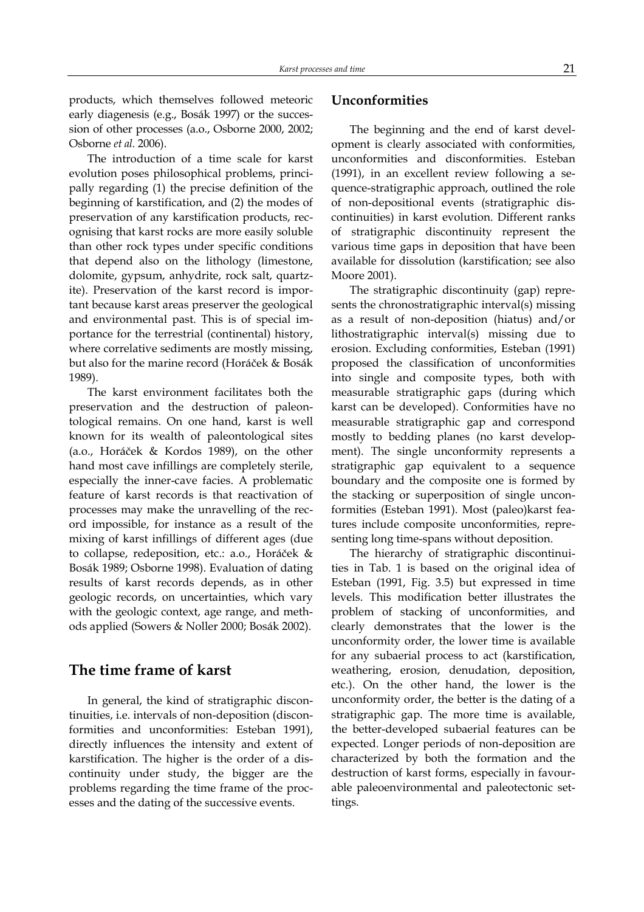products, which themselves followed meteoric early diagenesis (e.g., Bosák 1997) or the succession of other processes (a.o., Osborne 2000, 2002; Osborne *et al.* 2006).

The introduction of a time scale for karst evolution poses philosophical problems, principally regarding (1) the precise definition of the beginning of karstification, and (2) the modes of preservation of any karstification products, recognising that karst rocks are more easily soluble than other rock types under specific conditions that depend also on the lithology (limestone, dolomite, gypsum, anhydrite, rock salt, quartzite). Preservation of the karst record is important because karst areas preserver the geological and environmental past. This is of special importance for the terrestrial (continental) history, where correlative sediments are mostly missing, but also for the marine record (Horáček & Bosák 1989).

The karst environment facilitates both the preservation and the destruction of paleontological remains. On one hand, karst is well known for its wealth of paleontological sites (a.o., Horáček & Kordos 1989), on the other hand most cave infillings are completely sterile, especially the inner-cave facies. A problematic feature of karst records is that reactivation of processes may make the unravelling of the record impossible, for instance as a result of the mixing of karst infillings of different ages (due to collapse, redeposition, etc.: a.o., Horáček & Bosák 1989; Osborne 1998). Evaluation of dating results of karst records depends, as in other geologic records, on uncertainties, which vary with the geologic context, age range, and methods applied (Sowers & Noller 2000; Bosák 2002).

## The time frame of karst

In general, the kind of stratigraphic discontinuities, i.e. intervals of non-deposition (disconformities and unconformities: Esteban 1991), directly influences the intensity and extent of karstification. The higher is the order of a discontinuity under study, the bigger are the problems regarding the time frame of the processes and the dating of the successive events.

### Unconformities

The beginning and the end of karst development is clearly associated with conformities, unconformities and disconformities. Esteban (1991), in an excellent review following a sequence-stratigraphic approach, outlined the role of non-depositional events (stratigraphic discontinuities) in karst evolution. Different ranks of stratigraphic discontinuity represent the various time gaps in deposition that have been available for dissolution (karstification; see also Moore 2001).

The stratigraphic discontinuity (gap) represents the chronostratigraphic interval(s) missing as a result of non-deposition (hiatus) and/or lithostratigraphic interval(s) missing due to erosion. Excluding conformities, Esteban (1991) proposed the classification of unconformities into single and composite types, both with measurable stratigraphic gaps (during which karst can be developed). Conformities have no measurable stratigraphic gap and correspond mostly to bedding planes (no karst development). The single unconformity represents a stratigraphic gap equivalent to a sequence boundary and the composite one is formed by the stacking or superposition of single unconformities (Esteban 1991). Most (paleo)karst features include composite unconformities, representing long time-spans without deposition.

The hierarchy of stratigraphic discontinuities in Tab. 1 is based on the original idea of Esteban (1991, Fig. 3.5) but expressed in time levels. This modification better illustrates the problem of stacking of unconformities, and clearly demonstrates that the lower is the unconformity order, the lower time is available for any subaerial process to act (karstification, weathering, erosion, denudation, deposition, etc.). On the other hand, the lower is the unconformity order, the better is the dating of a stratigraphic gap. The more time is available, the better-developed subaerial features can be expected. Longer periods of non-deposition are characterized by both the formation and the destruction of karst forms, especially in favourable paleoenvironmental and paleotectonic settings.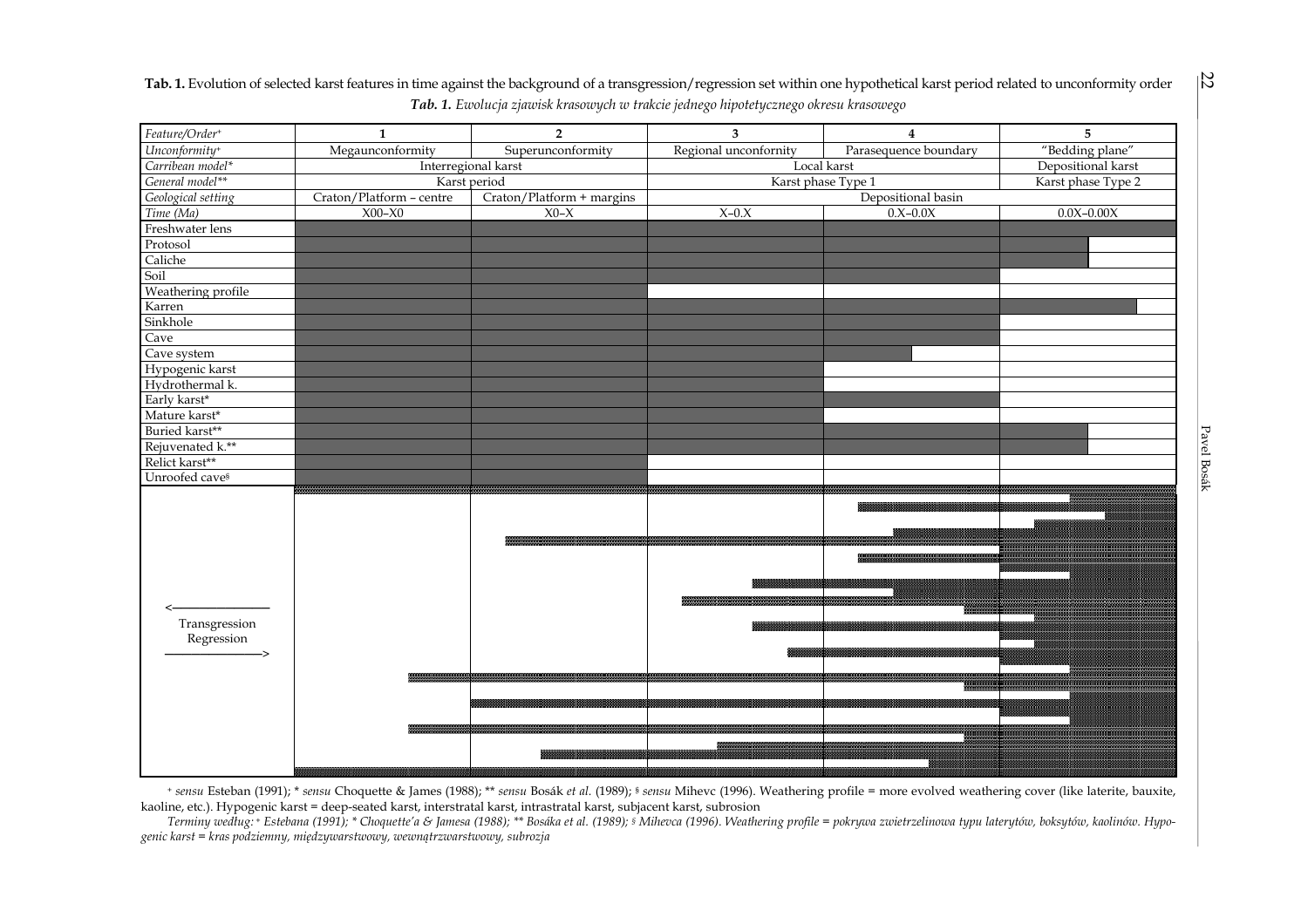**Tab. 1.** Evolution of selected karst features in time against the background of a transgression/regression set within one hypothetical karst period related to unconformity order

***Tab. 1.*** *Ewolucja zjawisk krasowych w trakcie jednego hipotetycznego okresu krasowego*

| *Feature/Order*[+] | 1 | 2 | 3 | 4 | 5 |
|---|---|---|---|---|---|
| *Unconformity*[+] | Megaunconformity | Superunconformity | Regional unconformity | Parasequence boundary | "Bedding plane" |
| *Carribean model** | Interregional karst | | Local karst | | Depositional karst |
| *General model*** | Karst period | | Karst phase Type 1 | | Karst phase Type 2 |
| *Geological setting* | Craton/Platform – centre | Craton/Platform + margins | Depositional basin | | |
| *Time (Ma)* | X00–X0 | X0–X | X–0.X | 0.X–0.0X | 0.0X–0.00X |
| Freshwater lens | ■ | ■ | ■ | ■ | ■ |
| Protosol | ■ | ■ | ■ | ■ | ■ |
| Caliche | ■ | ■ | ■ | ■ | ■ |
| Soil | ■ | ■ | ■ | ■ | |
| Weathering profile | ■ | ■ | | | |
| Karren | ■ | ■ | ■ | ■ | ■ |
| Sinkhole | ■ | ■ | ■ | ■ | |
| Cave | ■ | ■ | ■ | ■ | |
| Cave system | ■ | ■ | ■ | ■ | |
| Hypogenic karst | ■ | ■ | ■ | | |
| Hydrothermal k. | ■ | ■ | ■ | | |
| Early karst* | ■ | ■ | ■ | ■ | |
| Mature karst* | ■ | ■ | ■ | | |
| Buried karst** | ■ | ■ | ■ | ■ | ■ |
| Rejuvenated k.** | ■ | ■ | ■ | ■ | ■ |
| Relict karst** | ■ | ■ | | | |
| Unroofed cave[§] | ■ | ■ | | | |
| <———— Transgression / Regression ————> | | | | | |

[+] *sensu* Esteban (1991); * *sensu* Choquette & James (1988); ** *sensu* Bosák *et al.* (1989); [§] *sensu* Mihevc (1996). Weathering profile = more evolved weathering cover (like laterite, bauxite, kaoline, etc.). Hypogenic karst = deep-seated karst, interstratal karst, intrastratal karst, subjacent karst, subrosion

*Terminy według:* [+] *Estebana (1991);* * *Choquette'a & Jamesa (1988);* ** *Bosáka et al. (1989);* [§] *Mihevca (1996). Weathering profile = pokrywa zwietrzelinowa typu laterytów, boksytów, kaolinów. Hypogenic karst = kras podziemny, międzywarstwowy, wewnątrzwarstwowy, subrozja*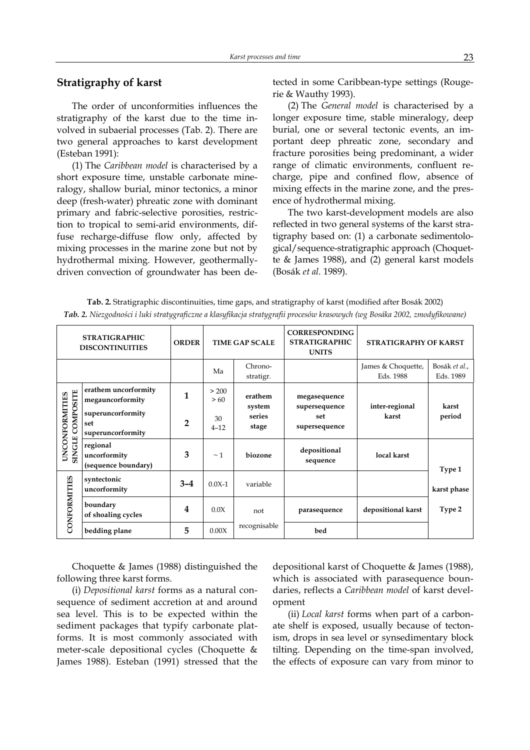## Stratigraphy of karst

The order of unconformities influences the stratigraphy of the karst due to the time involved in subaerial processes (Tab. 2). There are two general approaches to karst development (Esteban 1991):

(1) The *Caribbean model* is characterised by a short exposure time, unstable carbonate mineralogy, shallow burial, minor tectonics, a minor deep (fresh-water) phreatic zone with dominant primary and fabric-selective porosities, restriction to tropical to semi-arid environments, diffuse recharge-diffuse flow only, affected by mixing processes in the marine zone but not by hydrothermal mixing. However, geothermally-driven convection of groundwater has been detected in some Caribbean-type settings (Rougerie & Wauthy 1993).

(2) The *General model* is characterised by a longer exposure time, stable mineralogy, deep burial, one or several tectonic events, an important deep phreatic zone, secondary and fracture porosities being predominant, a wider range of climatic environments, confluent recharge, pipe and confined flow, absence of mixing effects in the marine zone, and the presence of hydrothermal mixing.

The two karst-development models are also reflected in two general systems of the karst stratigraphy based on: (1) a carbonate sedimentological/sequence-stratigraphic approach (Choquette & James 1988), and (2) general karst models (Bosák *et al.* 1989).

**Tab. 2.** Stratigraphic discontinuities, time gaps, and stratigraphy of karst (modified after Bosák 2002)

***Tab. 2.*** *Niezgodności i luki stratygraficzne a klasyfikacja stratygrafii procesów krasowych (wg Bosáka 2002, zmodyfikowane)*

| STRATIGRAPHIC DISCONTINUITIES | | ORDER | TIME GAP SCALE | | CORRESPONDING STRATIGRAPHIC UNITS | STRATIGRAPHY OF KARST | |
|---|---|---|---|---|---|---|---|
| | | | Ma | Chrono-stratigr. | | James & Choquette, Eds. 1988 | Bosák *et al.*, Eds. 1989 |
| UNCONFORMITIES SINGLE COMPOSITE | **erathem unconformity** **megaunconformity** | **1** | > 200 > 60 | **erathem system** | **megasequence supersequence** | **inter-regional karst** | **karst period** |
| | **superunconformity** **set superunconformity** | **2** | 30 4–12 | **series stage** | **set supersequence** | | |
| | **regional unconformity (sequence boundary)** | **3** | ~ 1 | **biozone** | **depositional sequence** | **local karst** | **Type 1** |
| CONFORMITIES | **syntectonic unconformity** | **3–4** | 0.0X-1 | variable | | | **karst phase** |
| | **boundary of shoaling cycles** | **4** | 0.0X | not recognisable | **parasequence** | **depositional karst** | **Type 2** |
| | **bedding plane** | **5** | 0.00X | | **bed** | | |

Choquette & James (1988) distinguished the following three karst forms.

(i) *Depositional karst* forms as a natural consequence of sediment accretion at and around sea level. This is to be expected within the sediment packages that typify carbonate platforms. It is most commonly associated with meter-scale depositional cycles (Choquette & James 1988). Esteban (1991) stressed that the depositional karst of Choquette & James (1988), which is associated with parasequence boundaries, reflects a *Caribbean model* of karst development

(ii) *Local karst* forms when part of a carbonate shelf is exposed, usually because of tectonism, drops in sea level or synsedimentary block tilting. Depending on the time-span involved, the effects of exposure can vary from minor to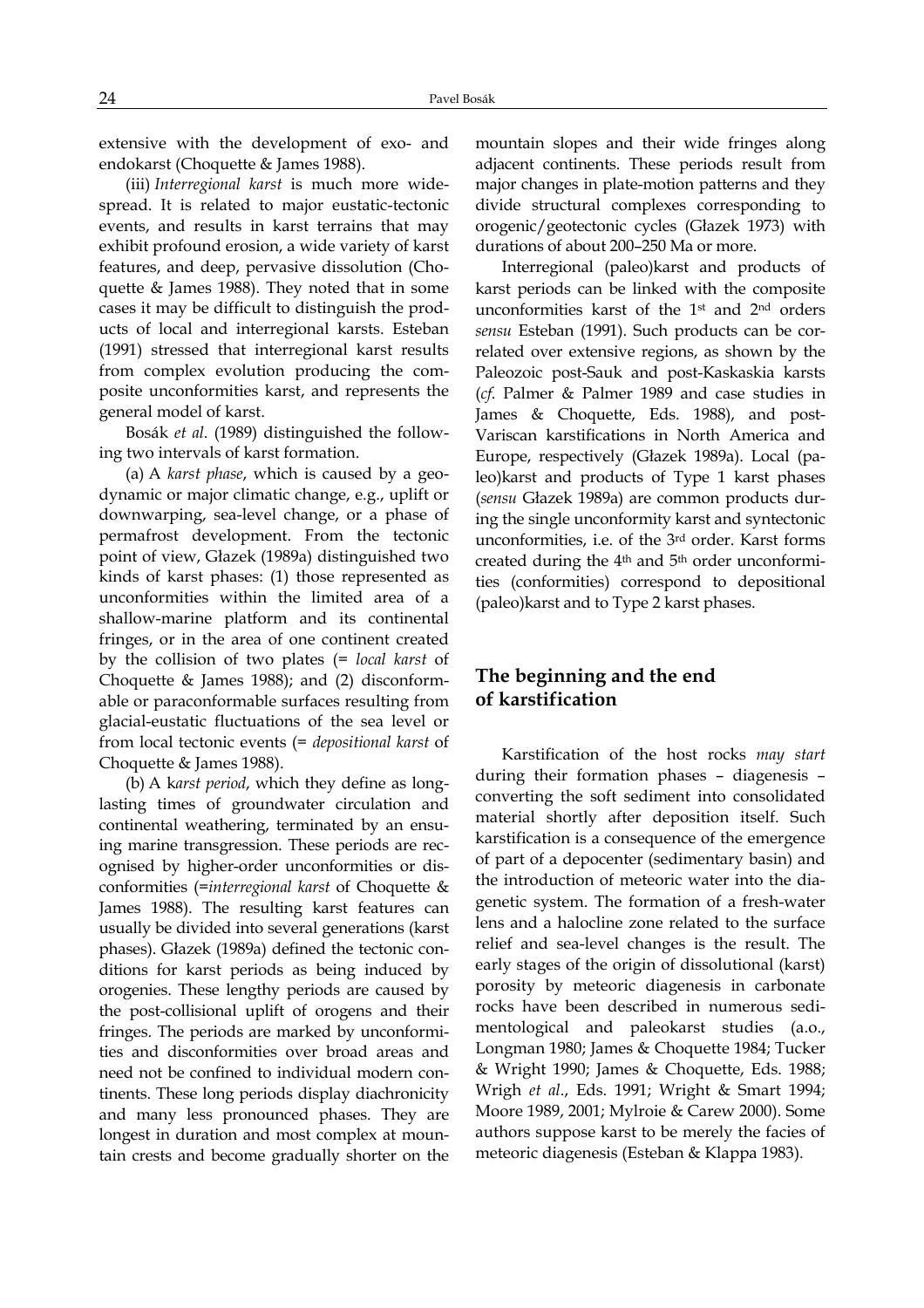extensive with the development of exo- and endokarst (Choquette & James 1988).

(iii) *Interregional karst* is much more widespread. It is related to major eustatic-tectonic events, and results in karst terrains that may exhibit profound erosion, a wide variety of karst features, and deep, pervasive dissolution (Choquette & James 1988). They noted that in some cases it may be difficult to distinguish the products of local and interregional karsts. Esteban (1991) stressed that interregional karst results from complex evolution producing the composite unconformities karst, and represents the general model of karst.

Bosák *et al*. (1989) distinguished the following two intervals of karst formation.

(a) A *karst phase*, which is caused by a geodynamic or major climatic change, e.g., uplift or downwarping, sea-level change, or a phase of permafrost development. From the tectonic point of view, Głazek (1989a) distinguished two kinds of karst phases: (1) those represented as unconformities within the limited area of a shallow-marine platform and its continental fringes, or in the area of one continent created by the collision of two plates (= *local karst* of Choquette & James 1988); and (2) disconformable or paraconformable surfaces resulting from glacial-eustatic fluctuations of the sea level or from local tectonic events (= *depositional karst* of Choquette & James 1988).

(b) A k*arst period*, which they define as long-lasting times of groundwater circulation and continental weathering, terminated by an ensuing marine transgression. These periods are recognised by higher-order unconformities or disconformities (=*interregional karst* of Choquette & James 1988). The resulting karst features can usually be divided into several generations (karst phases). Głazek (1989a) defined the tectonic conditions for karst periods as being induced by orogenies. These lengthy periods are caused by the post-collisional uplift of orogens and their fringes. The periods are marked by unconformities and disconformities over broad areas and need not be confined to individual modern continents. These long periods display diachronicity and many less pronounced phases. They are longest in duration and most complex at mountain crests and become gradually shorter on the mountain slopes and their wide fringes along adjacent continents. These periods result from major changes in plate-motion patterns and they divide structural complexes corresponding to orogenic/geotectonic cycles (Głazek 1973) with durations of about 200–250 Ma or more.

Interregional (paleo)karst and products of karst periods can be linked with the composite unconformities karst of the 1st and 2nd orders *sensu* Esteban (1991). Such products can be correlated over extensive regions, as shown by the Paleozoic post-Sauk and post-Kaskaskia karsts (*cf*. Palmer & Palmer 1989 and case studies in James & Choquette, Eds. 1988), and post-Variscan karstifications in North America and Europe, respectively (Głazek 1989a). Local (paleo)karst and products of Type 1 karst phases (*sensu* Głazek 1989a) are common products during the single unconformity karst and syntectonic unconformities, i.e. of the 3rd order. Karst forms created during the 4th and 5th order unconformities (conformities) correspond to depositional (paleo)karst and to Type 2 karst phases.

## The beginning and the end of karstification

Karstification of the host rocks *may start* during their formation phases – diagenesis – converting the soft sediment into consolidated material shortly after deposition itself. Such karstification is a consequence of the emergence of part of a depocenter (sedimentary basin) and the introduction of meteoric water into the diagenetic system. The formation of a fresh-water lens and a halocline zone related to the surface relief and sea-level changes is the result. The early stages of the origin of dissolutional (karst) porosity by meteoric diagenesis in carbonate rocks have been described in numerous sedimentological and paleokarst studies (a.o., Longman 1980; James & Choquette 1984; Tucker & Wright 1990; James & Choquette, Eds. 1988; Wrigh *et al*., Eds. 1991; Wright & Smart 1994; Moore 1989, 2001; Mylroie & Carew 2000). Some authors suppose karst to be merely the facies of meteoric diagenesis (Esteban & Klappa 1983).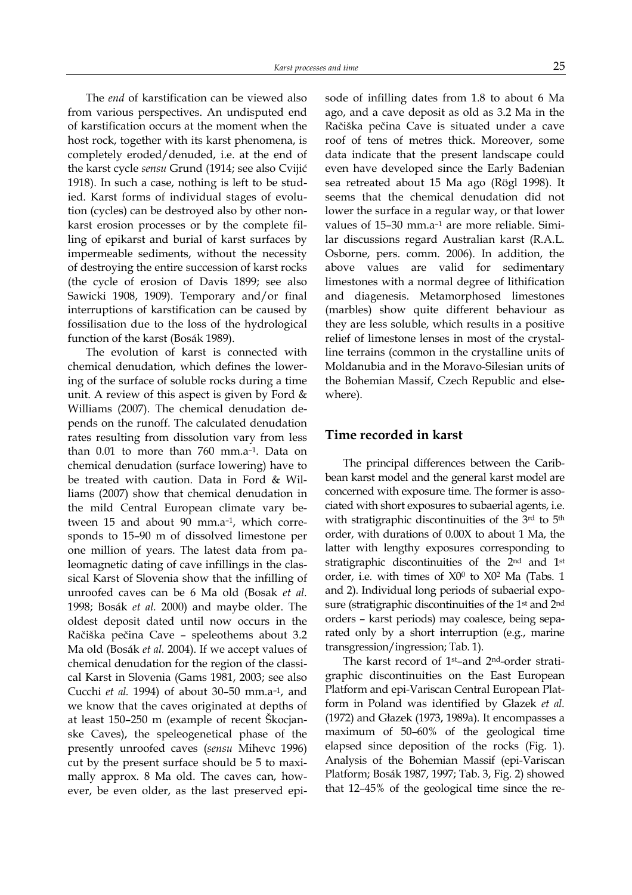The *end* of karstification can be viewed also from various perspectives. An undisputed end of karstification occurs at the moment when the host rock, together with its karst phenomena, is completely eroded/denuded, i.e. at the end of the karst cycle *sensu* Grund (1914; see also Cvijić 1918). In such a case, nothing is left to be studied. Karst forms of individual stages of evolution (cycles) can be destroyed also by other non-karst erosion processes or by the complete filling of epikarst and burial of karst surfaces by impermeable sediments, without the necessity of destroying the entire succession of karst rocks (the cycle of erosion of Davis 1899; see also Sawicki 1908, 1909). Temporary and/or final interruptions of karstification can be caused by fossilisation due to the loss of the hydrological function of the karst (Bosák 1989).

The evolution of karst is connected with chemical denudation, which defines the lowering of the surface of soluble rocks during a time unit. A review of this aspect is given by Ford & Williams (2007). The chemical denudation depends on the runoff. The calculated denudation rates resulting from dissolution vary from less than 0.01 to more than 760 $mm.a^{-1}$. Data on chemical denudation (surface lowering) have to be treated with caution. Data in Ford & Williams (2007) show that chemical denudation in the mild Central European climate vary between 15 and about 90 $mm.a^{-1}$, which corresponds to 15–90 m of dissolved limestone per one million of years. The latest data from paleomagnetic dating of cave infillings in the classical Karst of Slovenia show that the infilling of unroofed caves can be 6 Ma old (Bosak *et al.* 1998; Bosák *et al.* 2000) and maybe older. The oldest deposit dated until now occurs in the Račiška pečina Cave – speleothems about 3.2 Ma old (Bosák *et al.* 2004). If we accept values of chemical denudation for the region of the classical Karst in Slovenia (Gams 1981, 2003; see also Cucchi *et al.* 1994) of about 30–50 $mm.a^{-1}$, and we know that the caves originated at depths of at least 150–250 m (example of recent Škocjanske Caves), the speleogenetical phase of the presently unroofed caves (*sensu* Mihevc 1996) cut by the present surface should be 5 to maximally approx. 8 Ma old. The caves can, however, be even older, as the last preserved episode of infilling dates from 1.8 to about 6 Ma ago, and a cave deposit as old as 3.2 Ma in the Račiška pečina Cave is situated under a cave roof of tens of metres thick. Moreover, some data indicate that the present landscape could even have developed since the Early Badenian sea retreated about 15 Ma ago (Rögl 1998). It seems that the chemical denudation did not lower the surface in a regular way, or that lower values of 15–30 $mm.a^{-1}$ are more reliable. Similar discussions regard Australian karst (R.A.L. Osborne, pers. comm. 2006). In addition, the above values are valid for sedimentary limestones with a normal degree of lithification and diagenesis. Metamorphosed limestones (marbles) show quite different behaviour as they are less soluble, which results in a positive relief of limestone lenses in most of the crystalline terrains (common in the crystalline units of Moldanubia and in the Moravo-Silesian units of the Bohemian Massif, Czech Republic and elsewhere).

## Time recorded in karst

The principal differences between the Caribbean karst model and the general karst model are concerned with exposure time. The former is associated with short exposures to subaerial agents, i.e. with stratigraphic discontinuities of the 3rd to 5th order, with durations of 0.00X to about 1 Ma, the latter with lengthy exposures corresponding to stratigraphic discontinuities of the 2nd and 1st order, i.e. with times of $X0^0$ to $X0^2$ Ma (Tabs. 1 and 2). Individual long periods of subaerial exposure (stratigraphic discontinuities of the 1st and 2nd orders – karst periods) may coalesce, being separated only by a short interruption (e.g., marine transgression/ingression; Tab. 1).

The karst record of 1st–and 2nd-order stratigraphic discontinuities on the East European Platform and epi-Variscan Central European Platform in Poland was identified by Głazek *et al.* (1972) and Głazek (1973, 1989a). It encompasses a maximum of 50–60% of the geological time elapsed since deposition of the rocks (Fig. 1). Analysis of the Bohemian Massif (epi-Variscan Platform; Bosák 1987, 1997; Tab. 3, Fig. 2) showed that 12–45% of the geological time since the re-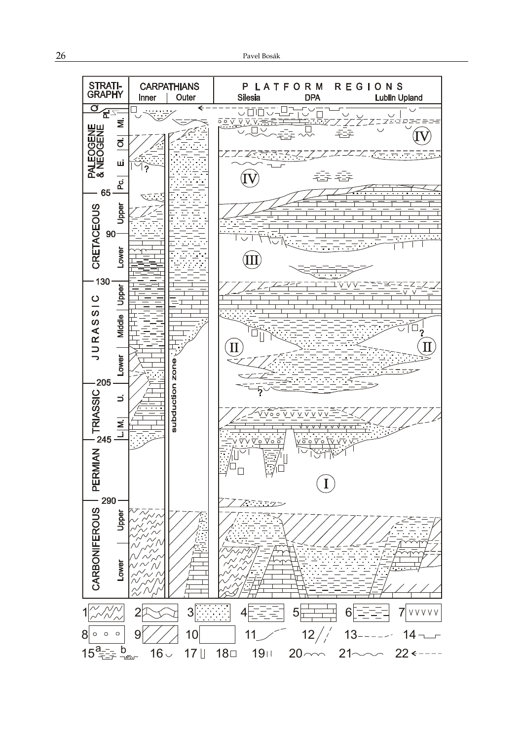| STRATIGRAPHY | | CARPATHIANS Inner | CARPATHIANS Outer | PLATFORM REGIONS Silesia | PLATFORM REGIONS DPA | PLATFORM REGIONS Lublin Upland |
|---|---|---|---|---|---|---|
| Q | | | | | | |
| PALEOGENE & NEOGENE | Pl. | | | | | |
| | Mi. | | | | | |
| | Ol. | | | | | IV |
| | E. | | | IV | | |
| | Pc. | | | | | |
| — 65 — | | | | | | |
| CRETACEOUS | Upper | | | | | |
| — 90 — | | | | | | |
| | Lower | | | III | | |
| — 130 — | | | | | | |
| JURASSIC | Upper | | | | | |
| | Middle | | | | | |
| | Lower | | subduction zone | II | | II |
| — 205 — | | | | | | |
| TRIASSIC | U. | | | | | |
| | L. M. | | | | | |
| — 245 — | | | | | | |
| PERMIAN | | | | | I | |
| — 290 — | | | | | | |
| CARBONIFEROUS | Upper | | | | | |
| | Lower | | | | | |

1, 2, 3, 4, 5, 6, 7, 8, 9, 10, 11, 12, 13, 14, 15 a b, 16, 17, 18, 19, 20, 21, 22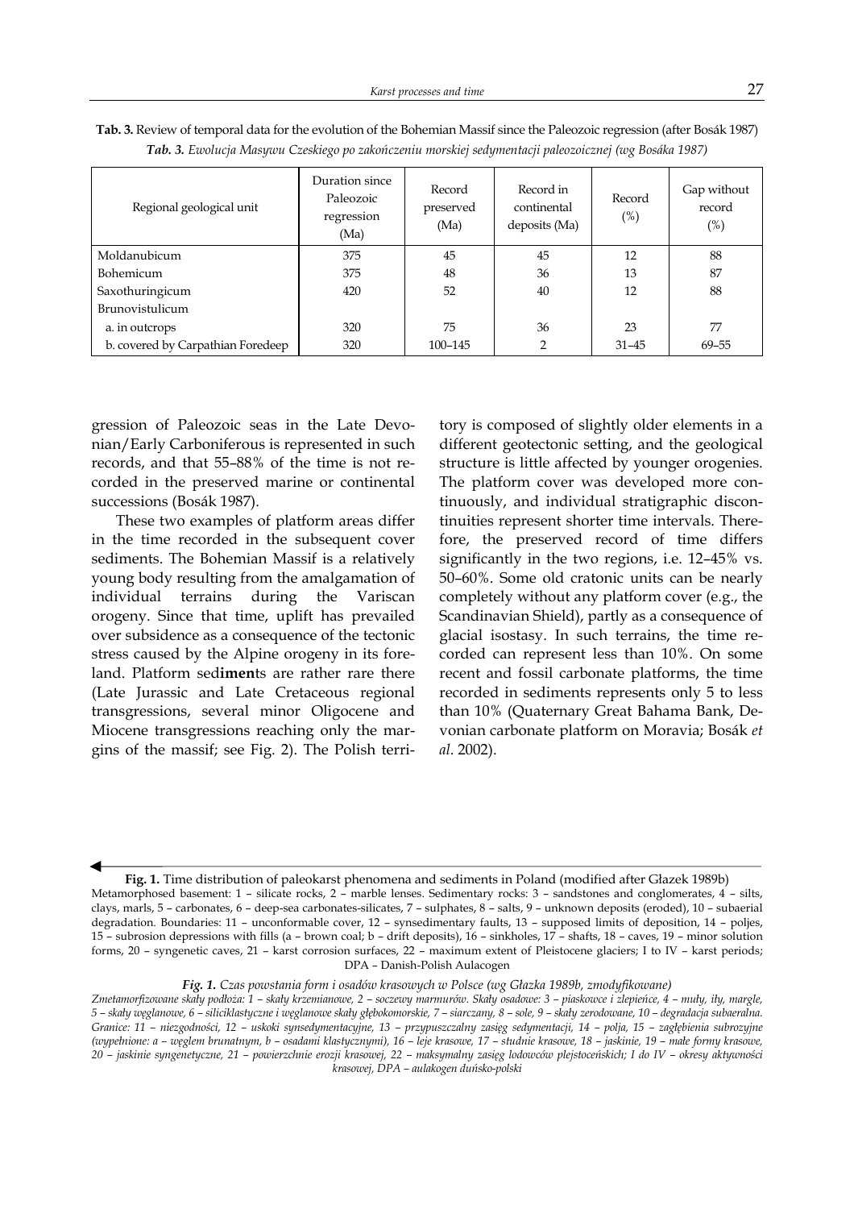**Tab. 3.** Review of temporal data for the evolution of the Bohemian Massif since the Paleozoic regression (after Bosák 1987)

***Tab. 3.*** *Ewolucja Masywu Czeskiego po zakończeniu morskiej sedymentacji paleozoicznej (wg Bosáka 1987)*

| Regional geological unit | Duration since Paleozoic regression (Ma) | Record preserved (Ma) | Record in continental deposits (Ma) | Record (%) | Gap without record (%) |
|---|---|---|---|---|---|
| Moldanubicum | 375 | 45 | 45 | 12 | 88 |
| Bohemicum | 375 | 48 | 36 | 13 | 87 |
| Saxothuringicum | 420 | 52 | 40 | 12 | 88 |
| Brunovistulicum | | | | | |
| a. in outcrops | 320 | 75 | 36 | 23 | 77 |
| b. covered by Carpathian Foredeep | 320 | 100–145 | 2 | 31–45 | 69–55 |

gression of Paleozoic seas in the Late Devonian/Early Carboniferous is represented in such records, and that 55–88% of the time is not recorded in the preserved marine or continental successions (Bosák 1987).

These two examples of platform areas differ in the time recorded in the subsequent cover sediments. The Bohemian Massif is a relatively young body resulting from the amalgamation of individual terrains during the Variscan orogeny. Since that time, uplift has prevailed over subsidence as a consequence of the tectonic stress caused by the Alpine orogeny in its foreland. Platform sed**imen**ts are rather rare there (Late Jurassic and Late Cretaceous regional transgressions, several minor Oligocene and Miocene transgressions reaching only the margins of the massif; see Fig. 2). The Polish territory is composed of slightly older elements in a different geotectonic setting, and the geological structure is little affected by younger orogenies. The platform cover was developed more continuously, and individual stratigraphic discontinuities represent shorter time intervals. Therefore, the preserved record of time differs significantly in the two regions, i.e. 12–45% vs. 50–60%. Some old cratonic units can be nearly completely without any platform cover (e.g., the Scandinavian Shield), partly as a consequence of glacial isostasy. In such terrains, the time recorded can represent less than 10%. On some recent and fossil carbonate platforms, the time recorded in sediments represents only 5 to less than 10% (Quaternary Great Bahama Bank, Devonian carbonate platform on Moravia; Bosák *et al.* 2002).

**Fig. 1.** Time distribution of paleokarst phenomena and sediments in Poland (modified after Głazek 1989b)
Metamorphosed basement: 1 – silicate rocks, 2 – marble lenses. Sedimentary rocks: 3 – sandstones and conglomerates, 4 – silts, clays, marls, 5 – carbonates, 6 – deep-sea carbonates-silicates, 7 – sulphates, 8 – salts, 9 – unknown deposits (eroded), 10 – subaerial degradation. Boundaries: 11 – unconformable cover, 12 – synsedimentary faults, 13 – supposed limits of deposition, 14 – poljes, 15 – subrosion depressions with fills (a – brown coal; b – drift deposits), 16 – sinkholes, 17 – shafts, 18 – caves, 19 – minor solution forms, 20 – syngenetic caves, 21 – karst corrosion surfaces, 22 – maximum extent of Pleistocene glaciers; I to IV – karst periods; DPA – Danish-Polish Aulacogen

***Fig. 1.*** *Czas powstania form i osadów krasowych w Polsce (wg Głazka 1989b, zmodyfikowane)*
*Zmetamorfizowane skały podłoża: 1 – skały krzemianowe, 2 – soczewy marmurów. Skały osadowe: 3 – piaskowce i zlepieńce, 4 – muły, iły, margle, 5 – skały węglanowe, 6 – siliciklastyczne i węglanowe skały głębokomorskie, 7 – siarczany, 8 – sole, 9 – skały zerodowane, 10 – degradacja subaeralna. Granice: 11 – niezgodności, 12 – uskoki synsedymentacyjne, 13 – przypuszczalny zasięg sedymentacji, 14 – polja, 15 – zagłębienia subrozyjne (wypełnione: a – węglem brunatnym, b – osadami klastycznymi), 16 – leje krasowe, 17 – studnie krasowe, 18 – jaskinie, 19 – małe formy krasowe, 20 – jaskinie syngenetyczne, 21 – powierzchnie erozji krasowej, 22 – maksymalny zasięg lodowców plejstoceńskich; I do IV – okresy aktywności krasowej, DPA – aulakogen duńsko-polski*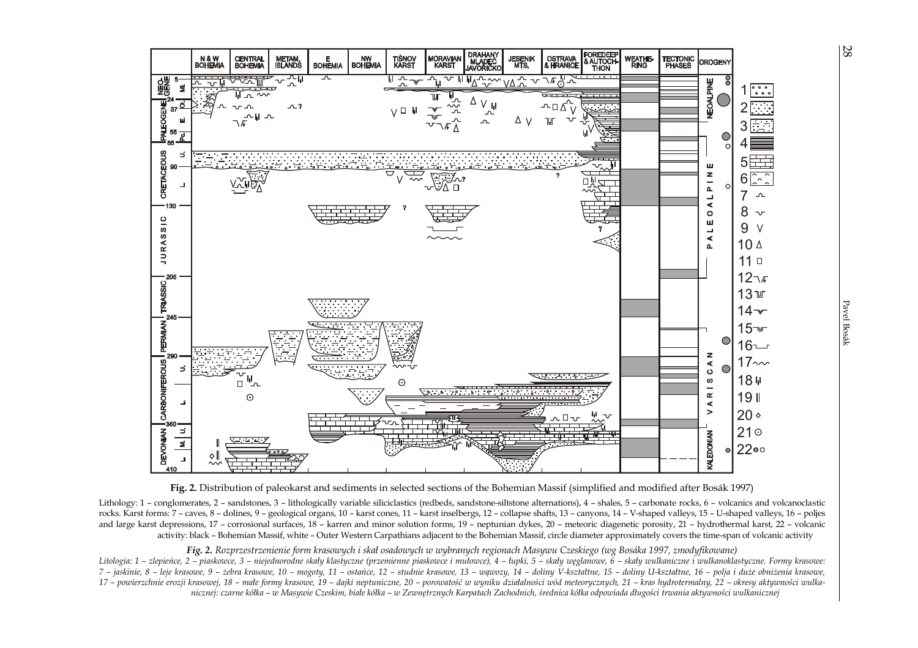**Fig. 2.** Distribution of paleokarst and sediments in selected sections of the Bohemian Massif (simplified and modified after Bosák 1997)

Lithology: 1 – conglomerates, 2 – sandstones, 3 – lithologically variable siliciclastics (redbeds, sandstone-siltstone alternations), 4 – shales, 5 – carbonate rocks, 6 – volcanics and volcanoclastic rocks. Karst forms: 7 – caves, 8 – dolines, 9 – geological organs, 10 – karst cones, 11 – karst inselbergs, 12 – collapse shafts, 13 – canyons, 14 – V-shaped valleys, 15 – U-shaped valleys, 16 – poljes and large karst depressions, 17 – corrosional surfaces, 18 – karren and minor solution forms, 19 – neptunian dykes, 20 – meteoric diagenetic porosity, 21 – hydrothermal karst, 22 – volcanic activity: black – Bohemian Massif, white – Outer Western Carpathians adjacent to the Bohemian Massif, circle diameter approximately covers the time-span of volcanic activity

*Fig. 2. Rozprzestrzenienie form krasowych i skał osadowych w wybranych regionach Masywu Czeskiego (wg Bosáka 1997, zmodyfikowane)*

*Litologia: 1 – zlepieńce, 2 – piaskowce, 3 – niejednorodne skały klastyczne (przemienne piaskowce i mułowce), 4 – łupki, 5 – skały węglanowe, 6 – skały wulkaniczne i wulkanoklastyczne. Formy krasowe: 7 – jaskinie, 8 – leje krasowe, 9 – mogoły, 10 – żebra krasowe, 11 – ostańce, 12 – studnie krasowe, 13 – wąwozy, 14 – doliny V-kształtne, 15 – doliny U-kształtne, 16 – polja i duże obniżenia krasowe, 17 – powierzchnie erozji krasowej, 18 – małe formy krasowe, 19 – dajki neptuniczne, 20 – porowatość w wyniku działalności wód meteorycznych, 21 – kras hydrotermalny, 22 – okresy aktywności wulkanicznej: czarne kółka – w Masywie Czeskim, białe kółka – w Zewnętrznych Karpatach Zachodnich, średnica kółka odpowiada długości trwania aktywności wulkanicznej*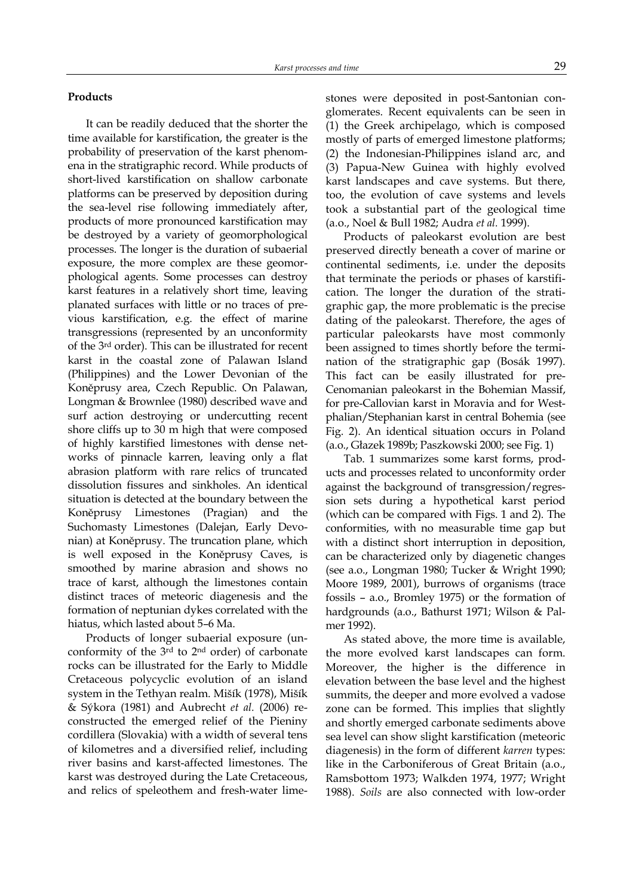## Products

It can be readily deduced that the shorter the time available for karstification, the greater is the probability of preservation of the karst phenomena in the stratigraphic record. While products of short-lived karstification on shallow carbonate platforms can be preserved by deposition during the sea-level rise following immediately after, products of more pronounced karstification may be destroyed by a variety of geomorphological processes. The longer is the duration of subaerial exposure, the more complex are these geomorphological agents. Some processes can destroy karst features in a relatively short time, leaving planated surfaces with little or no traces of previous karstification, e.g. the effect of marine transgressions (represented by an unconformity of the 3rd order). This can be illustrated for recent karst in the coastal zone of Palawan Island (Philippines) and the Lower Devonian of the Koněprusy area, Czech Republic. On Palawan, Longman & Brownlee (1980) described wave and surf action destroying or undercutting recent shore cliffs up to 30 m high that were composed of highly karstified limestones with dense networks of pinnacle karren, leaving only a flat abrasion platform with rare relics of truncated dissolution fissures and sinkholes. An identical situation is detected at the boundary between the Koněprusy Limestones (Pragian) and the Suchomasty Limestones (Dalejan, Early Devonian) at Koněprusy. The truncation plane, which is well exposed in the Koněprusy Caves, is smoothed by marine abrasion and shows no trace of karst, although the limestones contain distinct traces of meteoric diagenesis and the formation of neptunian dykes correlated with the hiatus, which lasted about 5–6 Ma.

Products of longer subaerial exposure (unconformity of the 3rd to 2nd order) of carbonate rocks can be illustrated for the Early to Middle Cretaceous polycyclic evolution of an island system in the Tethyan realm. Mišík (1978), Mišík & Sýkora (1981) and Aubrecht *et al.* (2006) reconstructed the emerged relief of the Pieniny cordillera (Slovakia) with a width of several tens of kilometres and a diversified relief, including river basins and karst-affected limestones. The karst was destroyed during the Late Cretaceous, and relics of speleothem and fresh-water limestones were deposited in post-Santonian conglomerates. Recent equivalents can be seen in (1) the Greek archipelago, which is composed mostly of parts of emerged limestone platforms; (2) the Indonesian-Philippines island arc, and (3) Papua-New Guinea with highly evolved karst landscapes and cave systems. But there, too, the evolution of cave systems and levels took a substantial part of the geological time (a.o., Noel & Bull 1982; Audra *et al.* 1999).

Products of paleokarst evolution are best preserved directly beneath a cover of marine or continental sediments, i.e. under the deposits that terminate the periods or phases of karstification. The longer the duration of the stratigraphic gap, the more problematic is the precise dating of the paleokarst. Therefore, the ages of particular paleokarsts have most commonly been assigned to times shortly before the termination of the stratigraphic gap (Bosák 1997). This fact can be easily illustrated for pre-Cenomanian paleokarst in the Bohemian Massif, for pre-Callovian karst in Moravia and for Westphalian/Stephanian karst in central Bohemia (see Fig. 2). An identical situation occurs in Poland (a.o., Głazek 1989b; Paszkowski 2000; see Fig. 1)

Tab. 1 summarizes some karst forms, products and processes related to unconformity order against the background of transgression/regression sets during a hypothetical karst period (which can be compared with Figs. 1 and 2). The conformities, with no measurable time gap but with a distinct short interruption in deposition, can be characterized only by diagenetic changes (see a.o., Longman 1980; Tucker & Wright 1990; Moore 1989, 2001), burrows of organisms (trace fossils – a.o., Bromley 1975) or the formation of hardgrounds (a.o., Bathurst 1971; Wilson & Palmer 1992).

As stated above, the more time is available, the more evolved karst landscapes can form. Moreover, the higher is the difference in elevation between the base level and the highest summits, the deeper and more evolved a vadose zone can be formed. This implies that slightly and shortly emerged carbonate sediments above sea level can show slight karstification (meteoric diagenesis) in the form of different *karren* types: like in the Carboniferous of Great Britain (a.o., Ramsbottom 1973; Walkden 1974, 1977; Wright 1988). *Soils* are also connected with low-order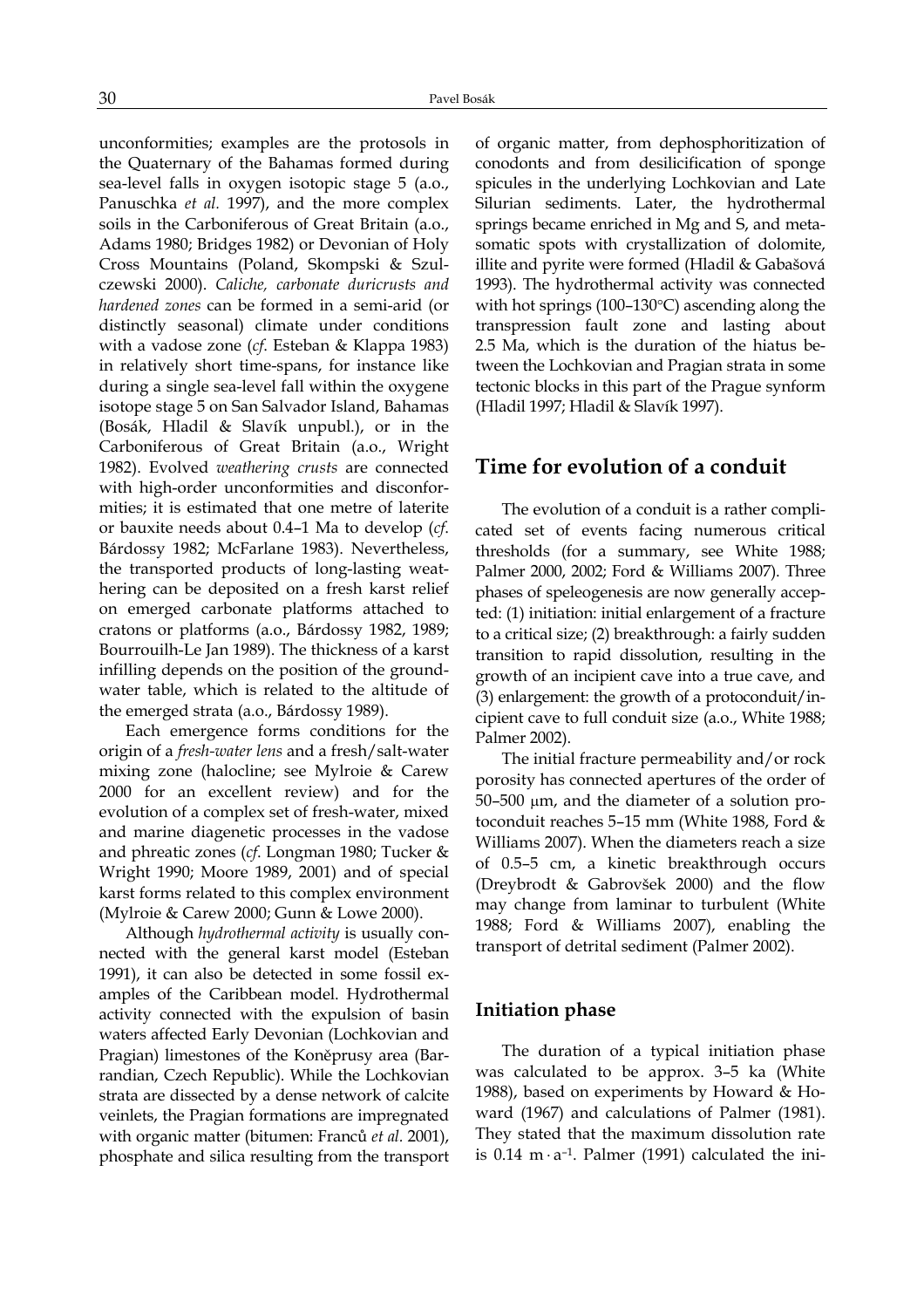unconformities; examples are the protosols in the Quaternary of the Bahamas formed during sea-level falls in oxygen isotopic stage 5 (a.o., Panuschka *et al.* 1997), and the more complex soils in the Carboniferous of Great Britain (a.o., Adams 1980; Bridges 1982) or Devonian of Holy Cross Mountains (Poland, Skompski & Szulczewski 2000). *Caliche, carbonate duricrusts and hardened zones* can be formed in a semi-arid (or distinctly seasonal) climate under conditions with a vadose zone (*cf.* Esteban & Klappa 1983) in relatively short time-spans, for instance like during a single sea-level fall within the oxygene isotope stage 5 on San Salvador Island, Bahamas (Bosák, Hladil & Slavík unpubl.), or in the Carboniferous of Great Britain (a.o., Wright 1982). Evolved *weathering crusts* are connected with high-order unconformities and disconformities; it is estimated that one metre of laterite or bauxite needs about 0.4–1 Ma to develop (*cf.* Bárdossy 1982; McFarlane 1983). Nevertheless, the transported products of long-lasting weathering can be deposited on a fresh karst relief on emerged carbonate platforms attached to cratons or platforms (a.o., Bárdossy 1982, 1989; Bourrouilh-Le Jan 1989). The thickness of a karst infilling depends on the position of the groundwater table, which is related to the altitude of the emerged strata (a.o., Bárdossy 1989).

Each emergence forms conditions for the origin of a *fresh-water lens* and a fresh/salt-water mixing zone (halocline; see Mylroie & Carew 2000 for an excellent review) and for the evolution of a complex set of fresh-water, mixed and marine diagenetic processes in the vadose and phreatic zones (*cf.* Longman 1980; Tucker & Wright 1990; Moore 1989, 2001) and of special karst forms related to this complex environment (Mylroie & Carew 2000; Gunn & Lowe 2000).

Although *hydrothermal activity* is usually connected with the general karst model (Esteban 1991), it can also be detected in some fossil examples of the Caribbean model. Hydrothermal activity connected with the expulsion of basin waters affected Early Devonian (Lochkovian and Pragian) limestones of the Koněprusy area (Barrandian, Czech Republic). While the Lochkovian strata are dissected by a dense network of calcite veinlets, the Pragian formations are impregnated with organic matter (bitumen: Franců *et al.* 2001), phosphate and silica resulting from the transport of organic matter, from dephosphoritization of conodonts and from desilicification of sponge spicules in the underlying Lochkovian and Late Silurian sediments. Later, the hydrothermal springs became enriched in Mg and S, and metasomatic spots with crystallization of dolomite, illite and pyrite were formed (Hladil & Gabašová 1993). The hydrothermal activity was connected with hot springs (100–130°C) ascending along the transpression fault zone and lasting about 2.5 Ma, which is the duration of the hiatus between the Lochkovian and Pragian strata in some tectonic blocks in this part of the Prague synform (Hladil 1997; Hladil & Slavík 1997).

## Time for evolution of a conduit

The evolution of a conduit is a rather complicated set of events facing numerous critical thresholds (for a summary, see White 1988; Palmer 2000, 2002; Ford & Williams 2007). Three phases of speleogenesis are now generally accepted: (1) initiation: initial enlargement of a fracture to a critical size; (2) breakthrough: a fairly sudden transition to rapid dissolution, resulting in the growth of an incipient cave into a true cave, and (3) enlargement: the growth of a protoconduit/incipient cave to full conduit size (a.o., White 1988; Palmer 2002).

The initial fracture permeability and/or rock porosity has connected apertures of the order of 50–500 μm, and the diameter of a solution protoconduit reaches 5–15 mm (White 1988, Ford & Williams 2007). When the diameters reach a size of 0.5–5 cm, a kinetic breakthrough occurs (Dreybrodt & Gabrovšek 2000) and the flow may change from laminar to turbulent (White 1988; Ford & Williams 2007), enabling the transport of detrital sediment (Palmer 2002).

### Initiation phase

The duration of a typical initiation phase was calculated to be approx. 3–5 ka (White 1988), based on experiments by Howard & Howard (1967) and calculations of Palmer (1981). They stated that the maximum dissolution rate is $0.14\ \mathrm{m \cdot a^{-1}}$. Palmer (1991) calculated the ini-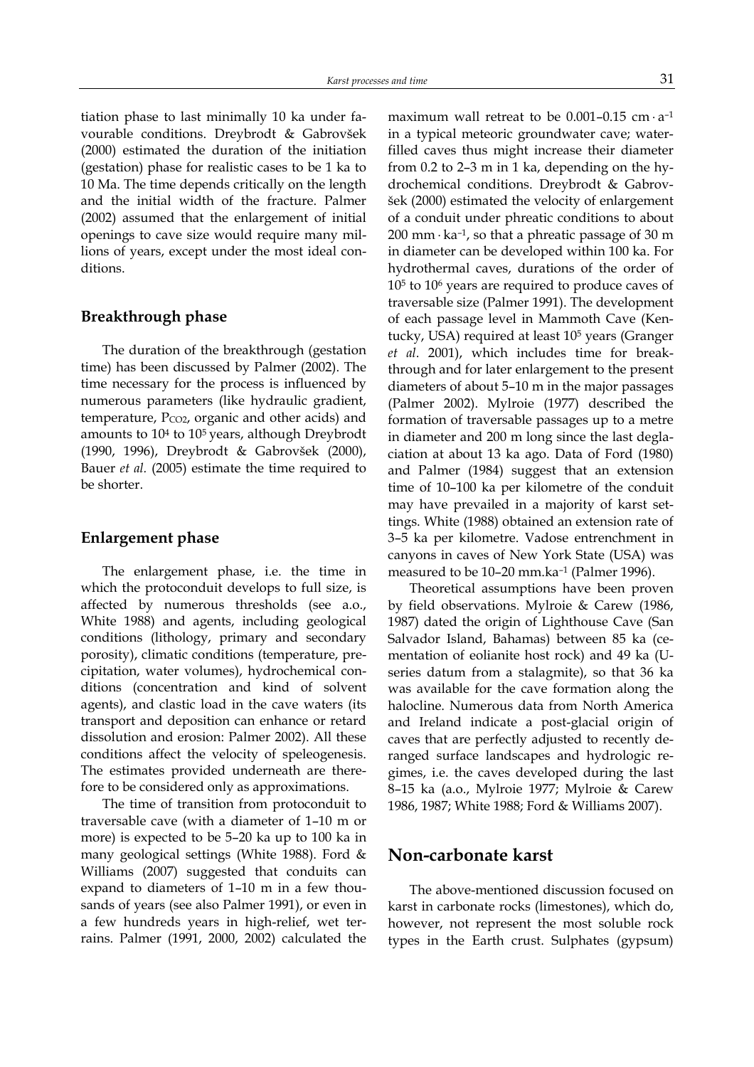tiation phase to last minimally 10 ka under favourable conditions. Dreybrodt & Gabrovšek (2000) estimated the duration of the initiation (gestation) phase for realistic cases to be 1 ka to 10 Ma. The time depends critically on the length and the initial width of the fracture. Palmer (2002) assumed that the enlargement of initial openings to cave size would require many millions of years, except under the most ideal conditions.

## Breakthrough phase

The duration of the breakthrough (gestation time) has been discussed by Palmer (2002). The time necessary for the process is influenced by numerous parameters (like hydraulic gradient, temperature, $P_{CO2}$, organic and other acids) and amounts to $10^4$ to $10^5$ years, although Dreybrodt (1990, 1996), Dreybrodt & Gabrovšek (2000), Bauer *et al.* (2005) estimate the time required to be shorter.

## Enlargement phase

The enlargement phase, i.e. the time in which the protoconduit develops to full size, is affected by numerous thresholds (see a.o., White 1988) and agents, including geological conditions (lithology, primary and secondary porosity), climatic conditions (temperature, precipitation, water volumes), hydrochemical conditions (concentration and kind of solvent agents), and clastic load in the cave waters (its transport and deposition can enhance or retard dissolution and erosion: Palmer 2002). All these conditions affect the velocity of speleogenesis. The estimates provided underneath are therefore to be considered only as approximations.

The time of transition from protoconduit to traversable cave (with a diameter of 1–10 m or more) is expected to be 5–20 ka up to 100 ka in many geological settings (White 1988). Ford & Williams (2007) suggested that conduits can expand to diameters of 1–10 m in a few thousands of years (see also Palmer 1991), or even in a few hundreds years in high-relief, wet terrains. Palmer (1991, 2000, 2002) calculated the maximum wall retreat to be 0.001–0.15 $\text{cm} \cdot \text{a}^{-1}$ in a typical meteoric groundwater cave; water-filled caves thus might increase their diameter from 0.2 to 2–3 m in 1 ka, depending on the hydrochemical conditions. Dreybrodt & Gabrovšek (2000) estimated the velocity of enlargement of a conduit under phreatic conditions to about 200 $\text{mm} \cdot \text{ka}^{-1}$, so that a phreatic passage of 30 m in diameter can be developed within 100 ka. For hydrothermal caves, durations of the order of $10^5$ to $10^6$ years are required to produce caves of traversable size (Palmer 1991). The development of each passage level in Mammoth Cave (Kentucky, USA) required at least $10^5$ years (Granger *et al*. 2001), which includes time for breakthrough and for later enlargement to the present diameters of about 5–10 m in the major passages (Palmer 2002). Mylroie (1977) described the formation of traversable passages up to a metre in diameter and 200 m long since the last deglaciation at about 13 ka ago. Data of Ford (1980) and Palmer (1984) suggest that an extension time of 10–100 ka per kilometre of the conduit may have prevailed in a majority of karst settings. White (1988) obtained an extension rate of 3–5 ka per kilometre. Vadose entrenchment in canyons in caves of New York State (USA) was measured to be 10–20 $\text{mm.ka}^{-1}$ (Palmer 1996).

Theoretical assumptions have been proven by field observations. Mylroie & Carew (1986, 1987) dated the origin of Lighthouse Cave (San Salvador Island, Bahamas) between 85 ka (cementation of eolianite host rock) and 49 ka (U-series datum from a stalagmite), so that 36 ka was available for the cave formation along the halocline. Numerous data from North America and Ireland indicate a post-glacial origin of caves that are perfectly adjusted to recently deranged surface landscapes and hydrologic regimes, i.e. the caves developed during the last 8–15 ka (a.o., Mylroie 1977; Mylroie & Carew 1986, 1987; White 1988; Ford & Williams 2007).

# Non-carbonate karst

The above-mentioned discussion focused on karst in carbonate rocks (limestones), which do, however, not represent the most soluble rock types in the Earth crust. Sulphates (gypsum)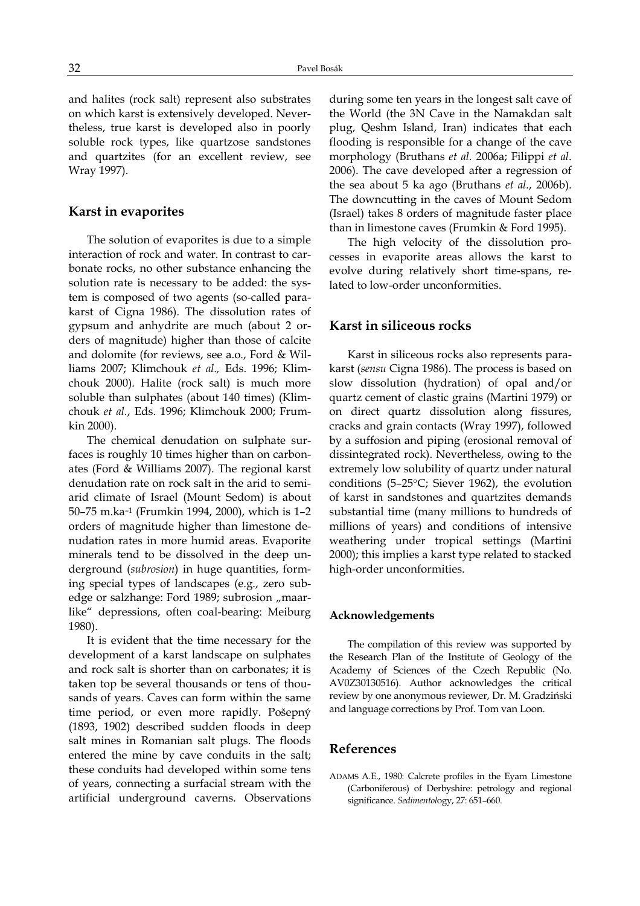and halites (rock salt) represent also substrates on which karst is extensively developed. Nevertheless, true karst is developed also in poorly soluble rock types, like quartzose sandstones and quartzites (for an excellent review, see Wray 1997).

## Karst in evaporites

The solution of evaporites is due to a simple interaction of rock and water. In contrast to carbonate rocks, no other substance enhancing the solution rate is necessary to be added: the system is composed of two agents (so-called parakarst of Cigna 1986). The dissolution rates of gypsum and anhydrite are much (about 2 orders of magnitude) higher than those of calcite and dolomite (for reviews, see a.o., Ford & Williams 2007; Klimchouk *et al.,* Eds. 1996; Klimchouk 2000). Halite (rock salt) is much more soluble than sulphates (about 140 times) (Klimchouk *et al.*, Eds. 1996; Klimchouk 2000; Frumkin 2000).

The chemical denudation on sulphate surfaces is roughly 10 times higher than on carbonates (Ford & Williams 2007). The regional karst denudation rate on rock salt in the arid to semiarid climate of Israel (Mount Sedom) is about 50–75 m.ka$^{-1}$ (Frumkin 1994, 2000), which is 1–2 orders of magnitude higher than limestone denudation rates in more humid areas. Evaporite minerals tend to be dissolved in the deep underground (*subrosion*) in huge quantities, forming special types of landscapes (e.g., zero subedge or salzhange: Ford 1989; subrosion „maar-like" depressions, often coal-bearing: Meiburg 1980).

It is evident that the time necessary for the development of a karst landscape on sulphates and rock salt is shorter than on carbonates; it is taken top be several thousands or tens of thousands of years. Caves can form within the same time period, or even more rapidly. Pošepný (1893, 1902) described sudden floods in deep salt mines in Romanian salt plugs. The floods entered the mine by cave conduits in the salt; these conduits had developed within some tens of years, connecting a surfacial stream with the artificial underground caverns. Observations during some ten years in the longest salt cave of the World (the 3N Cave in the Namakdan salt plug, Qeshm Island, Iran) indicates that each flooding is responsible for a change of the cave morphology (Bruthans *et al.* 2006a; Filippi *et al.* 2006). The cave developed after a regression of the sea about 5 ka ago (Bruthans *et al.*, 2006b). The downcutting in the caves of Mount Sedom (Israel) takes 8 orders of magnitude faster place than in limestone caves (Frumkin & Ford 1995).

The high velocity of the dissolution processes in evaporite areas allows the karst to evolve during relatively short time-spans, related to low-order unconformities.

## Karst in siliceous rocks

Karst in siliceous rocks also represents parakarst (*sensu* Cigna 1986). The process is based on slow dissolution (hydration) of opal and/or quartz cement of clastic grains (Martini 1979) or on direct quartz dissolution along fissures, cracks and grain contacts (Wray 1997), followed by a suffosion and piping (erosional removal of dissintegrated rock). Nevertheless, owing to the extremely low solubility of quartz under natural conditions (5–25°C; Siever 1962), the evolution of karst in sandstones and quartzites demands substantial time (many millions to hundreds of millions of years) and conditions of intensive weathering under tropical settings (Martini 2000); this implies a karst type related to stacked high-order unconformities.

### Acknowledgements

The compilation of this review was supported by the Research Plan of the Institute of Geology of the Academy of Sciences of the Czech Republic (No. AV0Z30130516). Author acknowledges the critical review by one anonymous reviewer, Dr. M. Gradziński and language corrections by Prof. Tom van Loon.

## References

ADAMS A.E., 1980: Calcrete profiles in the Eyam Limestone (Carboniferous) of Derbyshire: petrology and regional significance. *Sedimentology*, 27: 651–660.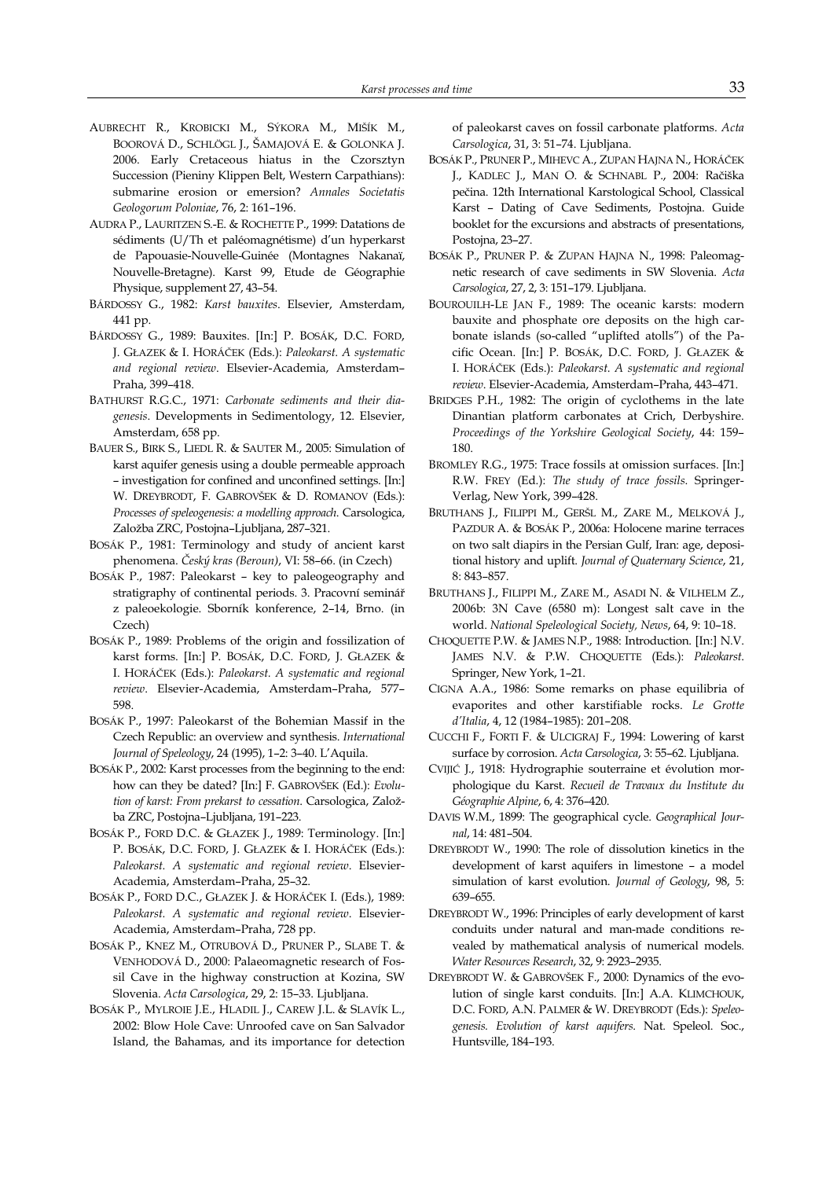AUBRECHT R., KROBICKI M., SÝKORA M., MIŠÍK M., BOOROVÁ D., SCHLÖGL J., ŠAMAJOVÁ E. & GOLONKA J. 2006. Early Cretaceous hiatus in the Czorsztyn Succession (Pieniny Klippen Belt, Western Carpathians): submarine erosion or emersion? *Annales Societatis Geologorum Poloniae*, 76, 2: 161–196.

AUDRA P., LAURITZEN S.-E. & ROCHETTE P., 1999: Datations de sédiments (U/Th et paléomagnétisme) d'un hyperkarst de Papouasie-Nouvelle-Guinée (Montagnes Nakanaï, Nouvelle-Bretagne). Karst 99, Etude de Géographie Physique, supplement 27, 43–54.

BÁRDOSSY G., 1982: *Karst bauxites*. Elsevier, Amsterdam, 441 pp.

BÁRDOSSY G., 1989: Bauxites. [In:] P. BOSÁK, D.C. FORD, J. GŁAZEK & I. HORÁČEK (Eds.): *Paleokarst. A systematic and regional review*. Elsevier-Academia, Amsterdam–Praha, 399–418.

BATHURST R.G.C., 1971: *Carbonate sediments and their diagenesis*. Developments in Sedimentology, 12. Elsevier, Amsterdam, 658 pp.

BAUER S., BIRK S., LIEDL R. & SAUTER M., 2005: Simulation of karst aquifer genesis using a double permeable approach – investigation for confined and unconfined settings. [In:] W. DREYBRODT, F. GABROVŠEK & D. ROMANOV (Eds.): *Processes of speleogenesis: a modelling approach*. Carsologica, Založba ZRC, Postojna–Ljubljana, 287–321.

BOSÁK P., 1981: Terminology and study of ancient karst phenomena. *Český kras (Beroun)*, VI: 58–66. (in Czech)

BOSÁK P., 1987: Paleokarst – key to paleogeography and stratigraphy of continental periods. 3. Pracovní seminář z paleoekologie. Sborník konference, 2–14, Brno. (in Czech)

BOSÁK P., 1989: Problems of the origin and fossilization of karst forms. [In:] P. BOSÁK, D.C. FORD, J. GŁAZEK & I. HORÁČEK (Eds.): *Paleokarst. A systematic and regional review*. Elsevier-Academia, Amsterdam–Praha, 577–598.

BOSÁK P., 1997: Paleokarst of the Bohemian Massif in the Czech Republic: an overview and synthesis. *International Journal of Speleology*, 24 (1995), 1–2: 3–40. L'Aquila.

BOSÁK P., 2002: Karst processes from the beginning to the end: how can they be dated? [In:] F. GABROVŠEK (Ed.): *Evolution of karst: From prekarst to cessation*. Carsologica, Založba ZRC, Postojna–Ljubljana, 191–223.

BOSÁK P., FORD D.C. & GŁAZEK J., 1989: Terminology. [In:] P. BOSÁK, D.C. FORD, J. GŁAZEK & I. HORÁČEK (Eds.): *Paleokarst. A systematic and regional review*. Elsevier-Academia, Amsterdam–Praha, 25–32.

BOSÁK P., FORD D.C., GŁAZEK J. & HORÁČEK I. (Eds.), 1989: *Paleokarst. A systematic and regional review*. Elsevier-Academia, Amsterdam–Praha, 728 pp.

BOSÁK P., KNEZ M., OTRUBOVÁ D., PRUNER P., SLABE T. & VENHODOVÁ D., 2000: Palaeomagnetic research of Fossil Cave in the highway construction at Kozina, SW Slovenia. *Acta Carsologica*, 29, 2: 15–33. Ljubljana.

BOSÁK P., MYLROIE J.E., HLADIL J., CAREW J.L. & SLAVÍK L., 2002: Blow Hole Cave: Unroofed cave on San Salvador Island, the Bahamas, and its importance for detection of paleokarst caves on fossil carbonate platforms. *Acta Carsologica*, 31, 3: 51–74. Ljubljana.

BOSÁK P., PRUNER P., MIHEVC A., ZUPAN HAJNA N., HORÁČEK J., KADLEC J., MAN O. & SCHNABL P., 2004: Račiška pečina. 12th International Karstological School, Classical Karst – Dating of Cave Sediments, Postojna. Guide booklet for the excursions and abstracts of presentations, Postojna, 23–27.

BOSÁK P., PRUNER P. & ZUPAN HAJNA N., 1998: Paleomagnetic research of cave sediments in SW Slovenia. *Acta Carsologica*, 27, 2, 3: 151–179. Ljubljana.

BOUROUILH-LE JAN F., 1989: The oceanic karsts: modern bauxite and phosphate ore deposits on the high carbonate islands (so-called "uplifted atolls") of the Pacific Ocean. [In:] P. BOSÁK, D.C. FORD, J. GŁAZEK & I. HORÁČEK (Eds.): *Paleokarst. A systematic and regional review*. Elsevier-Academia, Amsterdam–Praha, 443–471.

BRIDGES P.H., 1982: The origin of cyclothems in the late Dinantian platform carbonates at Crich, Derbyshire. *Proceedings of the Yorkshire Geological Society*, 44: 159–180.

BROMLEY R.G., 1975: Trace fossils at omission surfaces. [In:] R.W. FREY (Ed.): *The study of trace fossils*. Springer-Verlag, New York, 399–428.

BRUTHANS J., FILIPPI M., GERŠL M., ZARE M., MELKOVÁ J., PAZDUR A. & BOSÁK P., 2006a: Holocene marine terraces on two salt diapirs in the Persian Gulf, Iran: age, depositional history and uplift. *Journal of Quaternary Science*, 21, 8: 843–857.

BRUTHANS J., FILIPPI M., ZARE M., ASADI N. & VILHELM Z., 2006b: 3N Cave (6580 m): Longest salt cave in the world. *National Speleological Society, News*, 64, 9: 10–18.

CHOQUETTE P.W. & JAMES N.P., 1988: Introduction. [In:] N.V. JAMES N.V. & P.W. CHOQUETTE (Eds.): *Paleokarst*. Springer, New York, 1–21.

CIGNA A.A., 1986: Some remarks on phase equilibria of evaporites and other karstifiable rocks. *Le Grotte d'Italia*, 4, 12 (1984–1985): 201–208.

CUCCHI F., FORTI F. & ULCIGRAJ F., 1994: Lowering of karst surface by corrosion. *Acta Carsologica*, 3: 55–62. Ljubljana.

CVIJIĆ J., 1918: Hydrographie souterraine et évolution morphologique du Karst. *Recueil de Travaux du Institute du Géographie Alpine*, 6, 4: 376–420.

DAVIS W.M., 1899: The geographical cycle. *Geographical Journal*, 14: 481–504.

DREYBRODT W., 1990: The role of dissolution kinetics in the development of karst aquifers in limestone – a model simulation of karst evolution. *Journal of Geology*, 98, 5: 639–655.

DREYBRODT W., 1996: Principles of early development of karst conduits under natural and man-made conditions revealed by mathematical analysis of numerical models. *Water Resources Research*, 32, 9: 2923–2935.

DREYBRODT W. & GABROVŠEK F., 2000: Dynamics of the evolution of single karst conduits. [In:] A.A. KLIMCHOUK, D.C. FORD, A.N. PALMER & W. DREYBRODT (Eds.): *Speleogenesis. Evolution of karst aquifers*. Nat. Speleol. Soc., Huntsville, 184–193.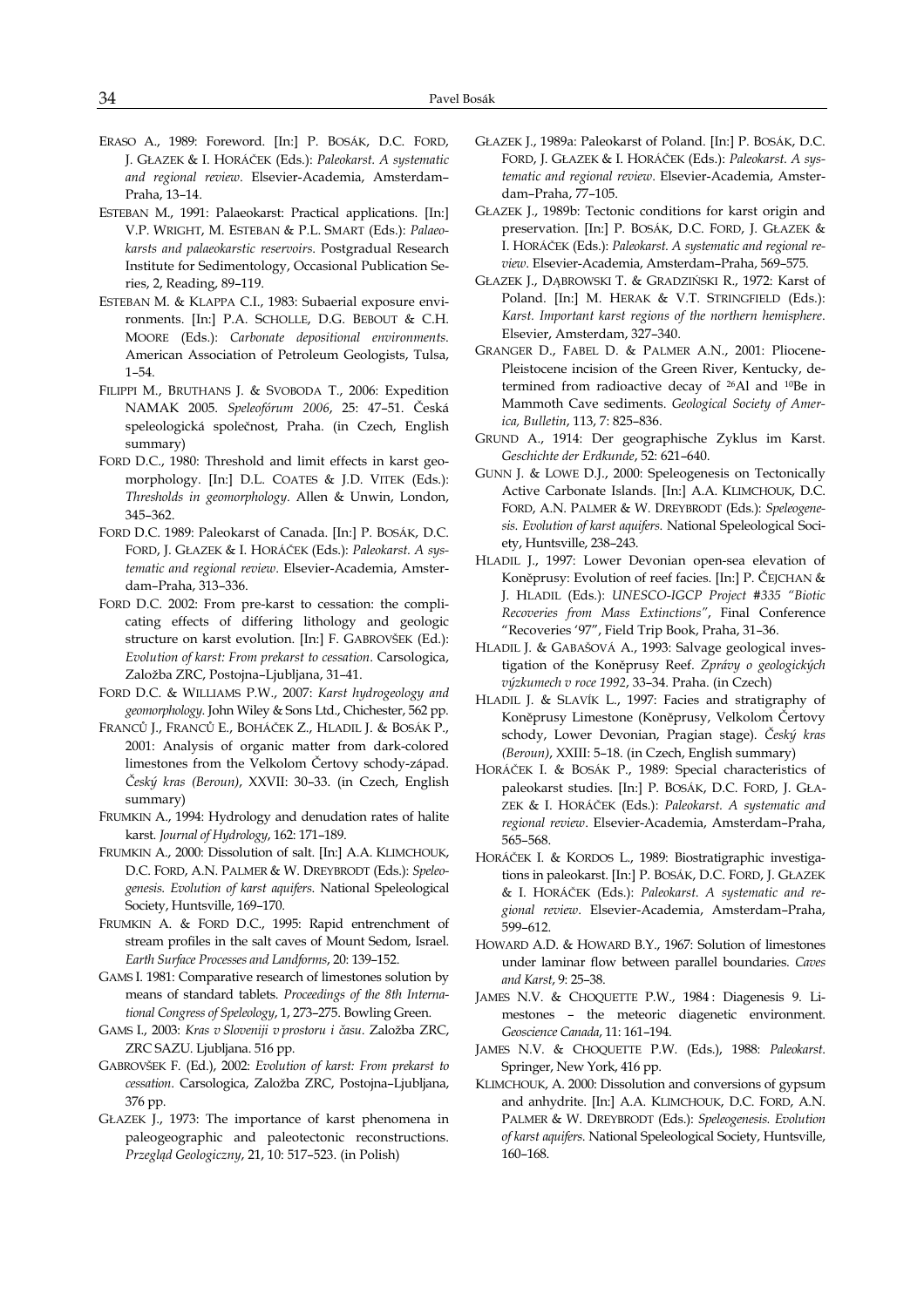ERASO A., 1989: Foreword. [In:] P. BOSÁK, D.C. FORD, J. GŁAZEK & I. HORÁČEK (Eds.): *Paleokarst. A systematic and regional review*. Elsevier-Academia, Amsterdam–Praha, 13–14.

ESTEBAN M., 1991: Palaeokarst: Practical applications. [In:] V.P. WRIGHT, M. ESTEBAN & P.L. SMART (Eds.): *Palaeokarsts and palaeokarstic reservoirs*. Postgradual Research Institute for Sedimentology, Occasional Publication Series, 2, Reading, 89–119.

ESTEBAN M. & KLAPPA C.I., 1983: Subaerial exposure environments. [In:] P.A. SCHOLLE, D.G. BEBOUT & C.H. MOORE (Eds.): *Carbonate depositional environments*. American Association of Petroleum Geologists, Tulsa, 1–54.

FILIPPI M., BRUTHANS J. & SVOBODA T., 2006: Expedition NAMAK 2005. *Speleofórum 2006*, 25: 47–51. Česká speleologická společnost, Praha. (in Czech, English summary)

FORD D.C., 1980: Threshold and limit effects in karst geomorphology. [In:] D.L. COATES & J.D. VITEK (Eds.): *Thresholds in geomorphology*. Allen & Unwin, London, 345–362.

FORD D.C. 1989: Paleokarst of Canada. [In:] P. BOSÁK, D.C. FORD, J. GŁAZEK & I. HORÁČEK (Eds.): *Paleokarst. A systematic and regional review*. Elsevier-Academia, Amsterdam–Praha, 313–336.

FORD D.C. 2002: From pre-karst to cessation: the complicating effects of differing lithology and geologic structure on karst evolution. [In:] F. GABROVŠEK (Ed.): *Evolution of karst: From prekarst to cessation*. Carsologica, Založba ZRC, Postojna–Ljubljana, 31–41.

FORD D.C. & WILLIAMS P.W., 2007: *Karst hydrogeology and geomorphology*. John Wiley & Sons Ltd., Chichester, 562 pp.

FRANCŮ J., FRANCŮ E., BOHÁČEK Z., HLADIL J. & BOSÁK P., 2001: Analysis of organic matter from dark-colored limestones from the Velkolom Čertovy schody-západ. *Český kras (Beroun)*, XXVII: 30–33. (in Czech, English summary)

FRUMKIN A., 1994: Hydrology and denudation rates of halite karst. *Journal of Hydrology*, 162: 171–189.

FRUMKIN A., 2000: Dissolution of salt. [In:] A.A. KLIMCHOUK, D.C. FORD, A.N. PALMER & W. DREYBRODT (Eds.): *Speleogenesis. Evolution of karst aquifers*. National Speleological Society, Huntsville, 169–170.

FRUMKIN A. & FORD D.C., 1995: Rapid entrenchment of stream profiles in the salt caves of Mount Sedom, Israel. *Earth Surface Processes and Landforms*, 20: 139–152.

GAMS I. 1981: Comparative research of limestones solution by means of standard tablets. *Proceedings of the 8th International Congress of Speleology*, 1, 273–275. Bowling Green.

GAMS I., 2003: *Kras v Sloveniji v prostoru i času*. Založba ZRC, ZRC SAZU. Ljubljana. 516 pp.

GABROVŠEK F. (Ed.), 2002: *Evolution of karst: From prekarst to cessation*. Carsologica, Založba ZRC, Postojna–Ljubljana, 376 pp.

GŁAZEK J., 1973: The importance of karst phenomena in paleogeographic and paleotectonic reconstructions. *Przegląd Geologiczny*, 21, 10: 517–523. (in Polish)

GŁAZEK J., 1989a: Paleokarst of Poland. [In:] P. BOSÁK, D.C. FORD, J. GŁAZEK & I. HORÁČEK (Eds.): *Paleokarst. A systematic and regional review*. Elsevier-Academia, Amsterdam–Praha, 77–105.

GŁAZEK J., 1989b: Tectonic conditions for karst origin and preservation. [In:] P. BOSÁK, D.C. FORD, J. GŁAZEK & I. HORÁČEK (Eds.): *Paleokarst. A systematic and regional review*. Elsevier-Academia, Amsterdam–Praha, 569–575.

GŁAZEK J., DĄBROWSKI T. & GRADZIŃSKI R., 1972: Karst of Poland. [In:] M. HERAK & V.T. STRINGFIELD (Eds.): *Karst. Important karst regions of the northern hemisphere*. Elsevier, Amsterdam, 327–340.

GRANGER D., FABEL D. & PALMER A.N., 2001: Pliocene-Pleistocene incision of the Green River, Kentucky, determined from radioactive decay of $^{26}$Al and $^{10}$Be in Mammoth Cave sediments. *Geological Society of America, Bulletin*, 113, 7: 825–836.

GRUND A., 1914: Der geographische Zyklus im Karst. *Geschichte der Erdkunde*, 52: 621–640.

GUNN J. & LOWE D.J., 2000: Speleogenesis on Tectonically Active Carbonate Islands. [In:] A.A. KLIMCHOUK, D.C. FORD, A.N. PALMER & W. DREYBRODT (Eds.): *Speleogenesis. Evolution of karst aquifers*. National Speleological Society, Huntsville, 238–243.

HLADIL J., 1997: Lower Devonian open-sea elevation of Koněprusy: Evolution of reef facies. [In:] P. ČEJCHAN & J. HLADIL (Eds.): *UNESCO-IGCP Project #335 "Biotic Recoveries from Mass Extinctions"*, Final Conference "Recoveries '97", Field Trip Book, Praha, 31–36.

HLADIL J. & GABAŠOVÁ A., 1993: Salvage geological investigation of the Koněprusy Reef. *Zprávy o geologických výzkumech v roce 1992*, 33–34. Praha. (in Czech)

HLADIL J. & SLAVÍK L., 1997: Facies and stratigraphy of Koněprusy Limestone (Koněprusy, Velkolom Čertovy schody, Lower Devonian, Pragian stage). *Český kras (Beroun)*, XXIII: 5–18. (in Czech, English summary)

HORÁČEK I. & BOSÁK P., 1989: Special characteristics of paleokarst studies. [In:] P. BOSÁK, D.C. FORD, J. GŁAZEK & I. HORÁČEK (Eds.): *Paleokarst. A systematic and regional review*. Elsevier-Academia, Amsterdam–Praha, 565–568.

HORÁČEK I. & KORDOS L., 1989: Biostratigraphic investigations in paleokarst. [In:] P. BOSÁK, D.C. FORD, J. GŁAZEK & I. HORÁČEK (Eds.): *Paleokarst. A systematic and regional review*. Elsevier-Academia, Amsterdam–Praha, 599–612.

HOWARD A.D. & HOWARD B.Y., 1967: Solution of limestones under laminar flow between parallel boundaries. *Caves and Karst*, 9: 25–38.

JAMES N.V. & CHOQUETTE P.W., 1984 : Diagenesis 9. Limestones – the meteoric diagenetic environment. *Geoscience Canada*, 11: 161–194.

JAMES N.V. & CHOQUETTE P.W. (Eds.), 1988: *Paleokarst*. Springer, New York, 416 pp.

KLIMCHOUK, A. 2000: Dissolution and conversions of gypsum and anhydrite. [In:] A.A. KLIMCHOUK, D.C. FORD, A.N. PALMER & W. DREYBRODT (Eds.): *Speleogenesis. Evolution of karst aquifers*. National Speleological Society, Huntsville, 160–168.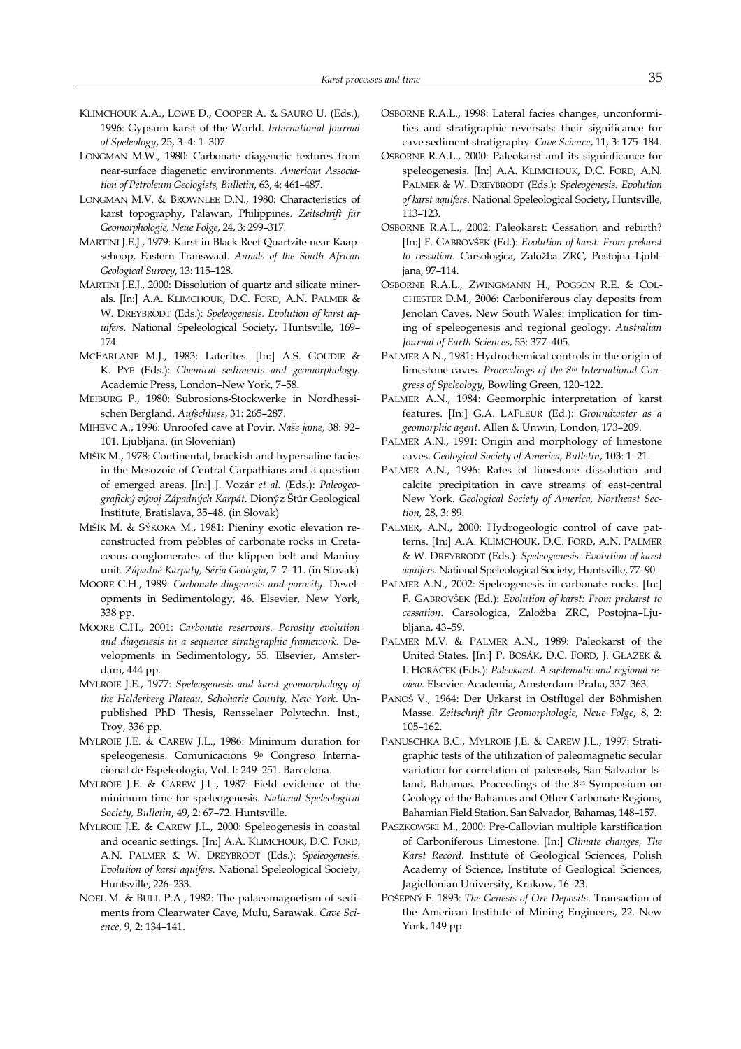KLIMCHOUK A.A., LOWE D., COOPER A. & SAURO U. (Eds.), 1996: Gypsum karst of the World. *International Journal of Speleology*, 25, 3–4: 1–307.

LONGMAN M.W., 1980: Carbonate diagenetic textures from near-surface diagenetic environments. *American Association of Petroleum Geologists, Bulletin*, 63, 4: 461–487.

LONGMAN M.V. & BROWNLEE D.N., 1980: Characteristics of karst topography, Palawan, Philippines. *Zeitschrift für Geomorphologie, Neue Folge*, 24, 3: 299–317.

MARTINI J.E.J., 1979: Karst in Black Reef Quartzite near Kaapsehoop, Eastern Transwaal. *Annals of the South African Geological Survey*, 13: 115–128.

MARTINI J.E.J., 2000: Dissolution of quartz and silicate minerals. [In:] A.A. KLIMCHOUK, D.C. FORD, A.N. PALMER & W. DREYBRODT (Eds.): *Speleogenesis. Evolution of karst aquifers*. National Speleological Society, Huntsville, 169–174.

MCFARLANE M.J., 1983: Laterites. [In:] A.S. GOUDIE & K. PYE (Eds.): *Chemical sediments and geomorphology*. Academic Press, London–New York, 7–58.

MEIBURG P., 1980: Subrosions-Stockwerke in Nordhessischen Bergland. *Aufschluss*, 31: 265–287.

MIHEVC A., 1996: Unroofed cave at Povir. *Naše jame*, 38: 92–101. Ljubljana. (in Slovenian)

MIŠÍK M., 1978: Continental, brackish and hypersaline facies in the Mesozoic of Central Carpathians and a question of emerged areas. [In:] J. Vozár *et al.* (Eds.): *Paleogeografický vývoj Západných Karpát*. Dionýz Štúr Geological Institute, Bratislava, 35–48. (in Slovak)

MIŠÍK M. & SÝKORA M., 1981: Pieniny exotic elevation reconstructed from pebbles of carbonate rocks in Cretaceous conglomerates of the klippen belt and Maniny unit. *Západné Karpaty, Séria Geologia*, 7: 7–11. (in Slovak)

MOORE C.H., 1989: *Carbonate diagenesis and porosity*. Developments in Sedimentology, 46. Elsevier, New York, 338 pp.

MOORE C.H., 2001: *Carbonate reservoirs. Porosity evolution and diagenesis in a sequence stratigraphic framework*. Developments in Sedimentology, 55. Elsevier, Amsterdam, 444 pp.

MYLROIE J.E., 1977: *Speleogenesis and karst geomorphology of the Helderberg Plateau, Schoharie County, New York*. Unpublished PhD Thesis, Rensselaer Polytechn. Inst., Troy, 336 pp.

MYLROIE J.E. & CAREW J.L., 1986: Minimum duration for speleogenesis. Comunicacions 9o Congreso Internacional de Espeleología, Vol. I: 249–251. Barcelona.

MYLROIE J.E. & CAREW J.L., 1987: Field evidence of the minimum time for speleogenesis. *National Speleological Society, Bulletin*, 49, 2: 67–72. Huntsville.

MYLROIE J.E. & CAREW J.L., 2000: Speleogenesis in coastal and oceanic settings. [In:] A.A. KLIMCHOUK, D.C. FORD, A.N. PALMER & W. DREYBRODT (Eds.): *Speleogenesis. Evolution of karst aquifers*. National Speleological Society, Huntsville, 226–233.

NOEL M. & BULL P.A., 1982: The palaeomagnetism of sediments from Clearwater Cave, Mulu, Sarawak. *Cave Science*, 9, 2: 134–141.

OSBORNE R.A.L., 1998: Lateral facies changes, unconformities and stratigraphic reversals: their significance for cave sediment stratigraphy. *Cave Science*, 11, 3: 175–184.

OSBORNE R.A.L., 2000: Paleokarst and its signinficance for speleogenesis. [In:] A.A. KLIMCHOUK, D.C. FORD, A.N. PALMER & W. DREYBRODT (Eds.): *Speleogenesis. Evolution of karst aquifers*. National Speleological Society, Huntsville, 113–123.

OSBORNE R.A.L., 2002: Paleokarst: Cessation and rebirth? [In:] F. GABROVŠEK (Ed.): *Evolution of karst: From prekarst to cessation*. Carsologica, Založba ZRC, Postojna–Ljubljana, 97–114.

OSBORNE R.A.L., ZWINGMANN H., POGSON R.E. & COLCHESTER D.M., 2006: Carboniferous clay deposits from Jenolan Caves, New South Wales: implication for timing of speleogenesis and regional geology. *Australian Journal of Earth Sciences*, 53: 377–405.

PALMER A.N., 1981: Hydrochemical controls in the origin of limestone caves. *Proceedings of the 8th International Congress of Speleology*, Bowling Green, 120–122.

PALMER A.N., 1984: Geomorphic interpretation of karst features. [In:] G.A. LAFLEUR (Ed.): *Groundwater as a geomorphic agent*. Allen & Unwin, London, 173–209.

PALMER A.N., 1991: Origin and morphology of limestone caves. *Geological Society of America, Bulletin*, 103: 1–21.

PALMER A.N., 1996: Rates of limestone dissolution and calcite precipitation in cave streams of east-central New York. *Geological Society of America, Northeast Section,* 28, 3: 89.

PALMER, A.N., 2000: Hydrogeologic control of cave patterns. [In:] A.A. KLIMCHOUK, D.C. FORD, A.N. PALMER & W. DREYBRODT (Eds.): *Speleogenesis. Evolution of karst aquifers*. National Speleological Society, Huntsville, 77–90.

PALMER A.N., 2002: Speleogenesis in carbonate rocks. [In:] F. GABROVŠEK (Ed.): *Evolution of karst: From prekarst to cessation*. Carsologica, Založba ZRC, Postojna–Ljubljana, 43–59.

PALMER M.V. & PALMER A.N., 1989: Paleokarst of the United States. [In:] P. BOSÁK, D.C. FORD, J. GŁAZEK & I. HORÁČEK (Eds.): *Paleokarst. A systematic and regional review*. Elsevier-Academia, Amsterdam–Praha, 337–363.

PANOŠ V., 1964: Der Urkarst in Ostflügel der Böhmishen Masse. *Zeitschrift für Geomorphologie, Neue Folge*, 8, 2: 105–162.

PANUSCHKA B.C., MYLROIE J.E. & CAREW J.L., 1997: Stratigraphic tests of the utilization of paleomagnetic secular variation for correlation of paleosols, San Salvador Island, Bahamas. Proceedings of the 8th Symposium on Geology of the Bahamas and Other Carbonate Regions, Bahamian Field Station. San Salvador, Bahamas, 148–157.

PASZKOWSKI M., 2000: Pre-Callovian multiple karstification of Carboniferous Limestone. [In:] *Climate changes, The Karst Record*. Institute of Geological Sciences, Polish Academy of Science, Institute of Geological Sciences, Jagiellonian University, Krakow, 16–23.

POŠEPNÝ F. 1893: *The Genesis of Ore Deposits*. Transaction of the American Institute of Mining Engineers, 22. New York, 149 pp.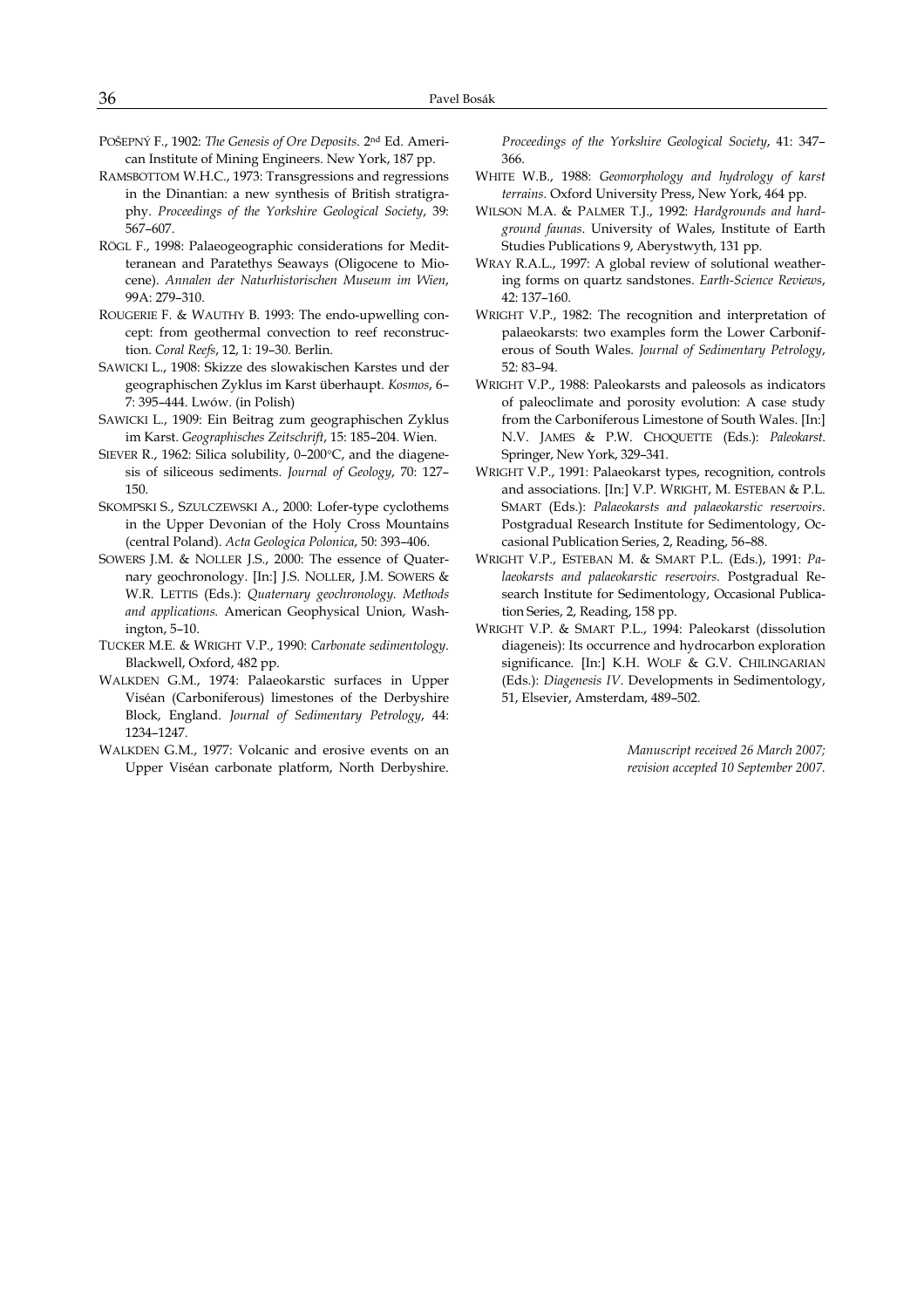POŠEPNÝ F., 1902: *The Genesis of Ore Deposits*. 2nd Ed. American Institute of Mining Engineers. New York, 187 pp.

RAMSBOTTOM W.H.C., 1973: Transgressions and regressions in the Dinantian: a new synthesis of British stratigraphy. *Proceedings of the Yorkshire Geological Society*, 39: 567–607.

RÖGL F., 1998: Palaeogeographic considerations for Mediterranean and Paratethys Seaways (Oligocene to Miocene). *Annalen der Naturhistorischen Museum im Wien*, 99A: 279–310.

ROUGERIE F. & WAUTHY B. 1993: The endo-upwelling concept: from geothermal convection to reef reconstruction. *Coral Reefs*, 12, 1: 19–30. Berlin.

SAWICKI L., 1908: Skizze des slowakischen Karstes und der geographischen Zyklus im Karst überhaupt. *Kosmos*, 6–7: 395–444. Lwów. (in Polish)

SAWICKI L., 1909: Ein Beitrag zum geographischen Zyklus im Karst. *Geographisches Zeitschrift*, 15: 185–204. Wien.

SIEVER R., 1962: Silica solubility, 0–200°C, and the diagenesis of siliceous sediments. *Journal of Geology*, 70: 127–150.

SKOMPSKI S., SZULCZEWSKI A., 2000: Lofer-type cyclothems in the Upper Devonian of the Holy Cross Mountains (central Poland). *Acta Geologica Polonica*, 50: 393–406.

SOWERS J.M. & NOLLER J.S., 2000: The essence of Quaternary geochronology. [In:] J.S. NOLLER, J.M. SOWERS & W.R. LETTIS (Eds.): *Quaternary geochronology. Methods and applications.* American Geophysical Union, Washington, 5–10.

TUCKER M.E. & WRIGHT V.P., 1990: *Carbonate sedimentology.* Blackwell, Oxford, 482 pp.

WALKDEN G.M., 1974: Palaeokarstic surfaces in Upper Viséan (Carboniferous) limestones of the Derbyshire Block, England. *Journal of Sedimentary Petrology*, 44: 1234–1247.

WALKDEN G.M., 1977: Volcanic and erosive events on an Upper Viséan carbonate platform, North Derbyshire. *Proceedings of the Yorkshire Geological Society*, 41: 347–366.

WHITE W.B., 1988: *Geomorphology and hydrology of karst terrains*. Oxford University Press, New York, 464 pp.

WILSON M.A. & PALMER T.J., 1992: *Hardgrounds and hardground faunas*. University of Wales, Institute of Earth Studies Publications 9, Aberystwyth, 131 pp.

WRAY R.A.L., 1997: A global review of solutional weathering forms on quartz sandstones. *Earth-Science Reviews*, 42: 137–160.

WRIGHT V.P., 1982: The recognition and interpretation of palaeokarsts: two examples form the Lower Carboniferous of South Wales. *Journal of Sedimentary Petrology*, 52: 83–94.

WRIGHT V.P., 1988: Paleokarsts and paleosols as indicators of paleoclimate and porosity evolution: A case study from the Carboniferous Limestone of South Wales. [In:] N.V. JAMES & P.W. CHOQUETTE (Eds.): *Paleokarst*. Springer, New York, 329–341.

WRIGHT V.P., 1991: Palaeokarst types, recognition, controls and associations. [In:] V.P. WRIGHT, M. ESTEBAN & P.L. SMART (Eds.): *Palaeokarsts and palaeokarstic reservoirs*. Postgradual Research Institute for Sedimentology, Occasional Publication Series, 2, Reading, 56–88.

WRIGHT V.P., ESTEBAN M. & SMART P.L. (Eds.), 1991: *Palaeokarsts and palaeokarstic reservoirs*. Postgradual Research Institute for Sedimentology, Occasional Publication Series, 2, Reading, 158 pp.

WRIGHT V.P. & SMART P.L., 1994: Paleokarst (dissolution diageneis): Its occurrence and hydrocarbon exploration significance. [In:] K.H. WOLF & G.V. CHILINGARIAN (Eds.): *Diagenesis IV*. Developments in Sedimentology, 51, Elsevier, Amsterdam, 489–502.

*Manuscript received 26 March 2007;*
*revision accepted 10 September 2007.*